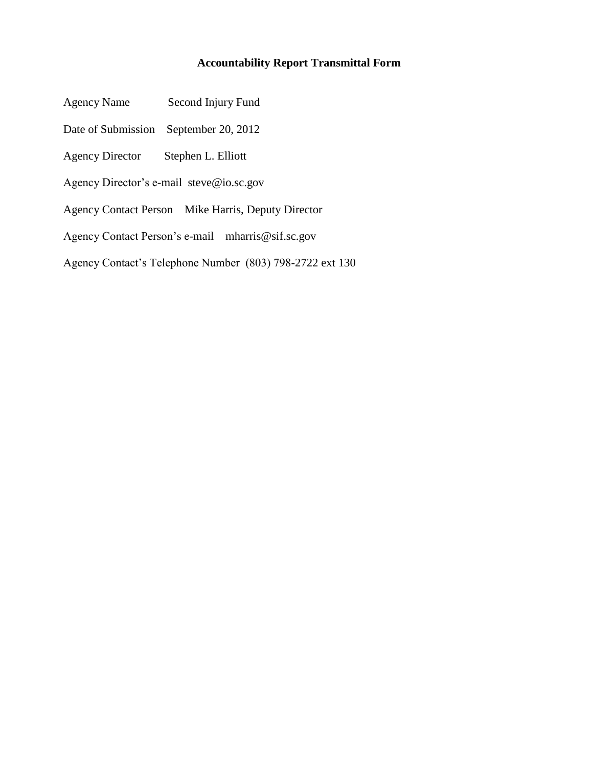# Accountability Report Transmittal Form

Agency Name Second Injury Fund

Date of Submission September 20, 2012

Agency Director Stephen L. Elliott

Agency Director's e-mail steve@io.sc.gov

Agency Contact Person Mike Harris, Deputy Director

Agency Contact Person's e-mail mharris@sif.sc.gov

Agency Contact's Telephone Number (803) 798-2722 ext 130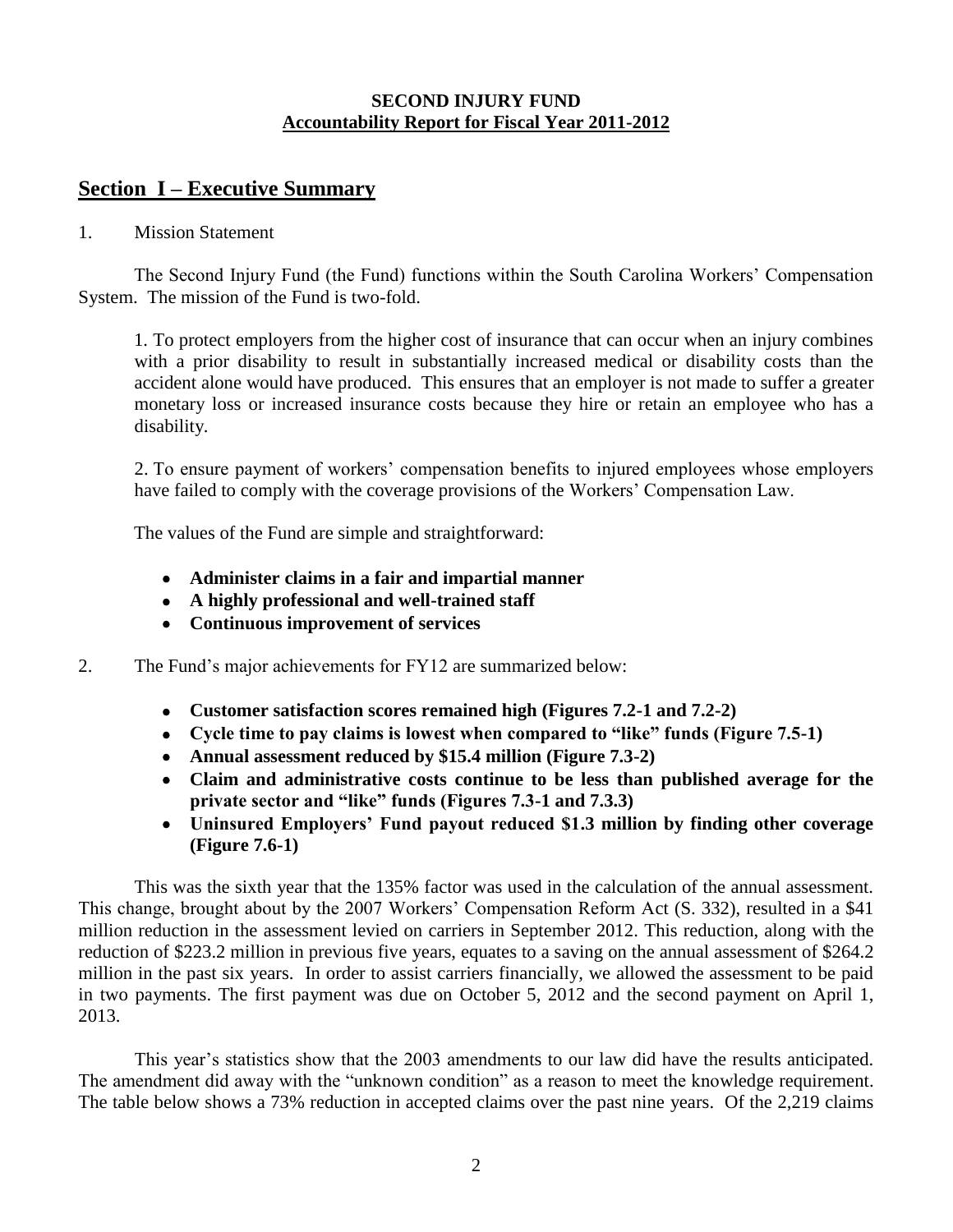**SECOND INJURY FUND**
**Accountability Report for Fiscal Year 2011-2012**

## Section I – Executive Summary

1. Mission Statement

The Second Injury Fund (the Fund) functions within the South Carolina Workers' Compensation System. The mission of the Fund is two-fold.

1. To protect employers from the higher cost of insurance that can occur when an injury combines with a prior disability to result in substantially increased medical or disability costs than the accident alone would have produced. This ensures that an employer is not made to suffer a greater monetary loss or increased insurance costs because they hire or retain an employee who has a disability.

2. To ensure payment of workers' compensation benefits to injured employees whose employers have failed to comply with the coverage provisions of the Workers' Compensation Law.

The values of the Fund are simple and straightforward:

- **Administer claims in a fair and impartial manner**
- **A highly professional and well-trained staff**
- **Continuous improvement of services**

2. The Fund's major achievements for FY12 are summarized below:

- **Customer satisfaction scores remained high (Figures 7.2-1 and 7.2-2)**
- **Cycle time to pay claims is lowest when compared to "like" funds (Figure 7.5-1)**
- **Annual assessment reduced by $15.4 million (Figure 7.3-2)**
- **Claim and administrative costs continue to be less than published average for the private sector and "like" funds (Figures 7.3-1 and 7.3.3)**
- **Uninsured Employers' Fund payout reduced $1.3 million by finding other coverage (Figure 7.6-1)**

This was the sixth year that the 135% factor was used in the calculation of the annual assessment. This change, brought about by the 2007 Workers' Compensation Reform Act (S. 332), resulted in a $41 million reduction in the assessment levied on carriers in September 2012. This reduction, along with the reduction of $223.2 million in previous five years, equates to a saving on the annual assessment of $264.2 million in the past six years. In order to assist carriers financially, we allowed the assessment to be paid in two payments. The first payment was due on October 5, 2012 and the second payment on April 1, 2013.

This year's statistics show that the 2003 amendments to our law did have the results anticipated. The amendment did away with the "unknown condition" as a reason to meet the knowledge requirement. The table below shows a 73% reduction in accepted claims over the past nine years. Of the 2,219 claims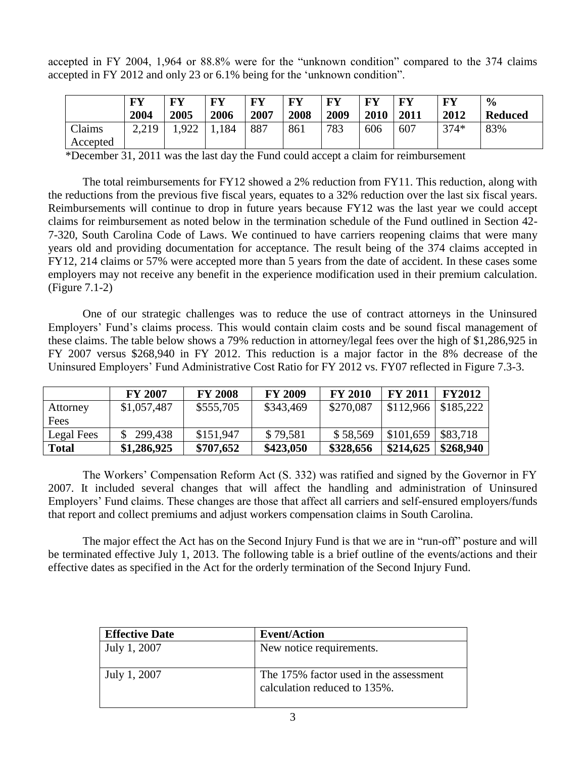accepted in FY 2004, 1,964 or 88.8% were for the "unknown condition" compared to the 374 claims accepted in FY 2012 and only 23 or 6.1% being for the 'unknown condition".

| | FY 2004 | FY 2005 | FY 2006 | FY 2007 | FY 2008 | FY 2009 | FY 2010 | FY 2011 | FY 2012 | % Reduced |
|---|---|---|---|---|---|---|---|---|---|---|
| Claims Accepted | 2,219 | 1,922 | 1,184 | 887 | 861 | 783 | 606 | 607 | 374* | 83% |

*December 31, 2011 was the last day the Fund could accept a claim for reimbursement

The total reimbursements for FY12 showed a 2% reduction from FY11. This reduction, along with the reductions from the previous five fiscal years, equates to a 32% reduction over the last six fiscal years. Reimbursements will continue to drop in future years because FY12 was the last year we could accept claims for reimbursement as noted below in the termination schedule of the Fund outlined in Section 42-7-320, South Carolina Code of Laws. We continued to have carriers reopening claims that were many years old and providing documentation for acceptance. The result being of the 374 claims accepted in FY12, 214 claims or 57% were accepted more than 5 years from the date of accident. In these cases some employers may not receive any benefit in the experience modification used in their premium calculation. (Figure 7.1-2)

One of our strategic challenges was to reduce the use of contract attorneys in the Uninsured Employers' Fund's claims process. This would contain claim costs and be sound fiscal management of these claims. The table below shows a 79% reduction in attorney/legal fees over the high of $1,286,925 in FY 2007 versus $268,940 in FY 2012. This reduction is a major factor in the 8% decrease of the Uninsured Employers' Fund Administrative Cost Ratio for FY 2012 vs. FY07 reflected in Figure 7.3-3.

| | FY 2007 | FY 2008 | FY 2009 | FY 2010 | FY 2011 | FY2012 |
|---|---|---|---|---|---|---|
| Attorney Fees | $1,057,487 | $555,705 | $343,469 | $270,087 | $112,966 | $185,222 |
| Legal Fees | $ 299,438 | $151,947 | $ 79,581 | $ 58,569 | $101,659 | $83,718 |
| **Total** | **$1,286,925** | **$707,652** | **$423,050** | **$328,656** | **$214,625** | **$268,940** |

The Workers' Compensation Reform Act (S. 332) was ratified and signed by the Governor in FY 2007. It included several changes that will affect the handling and administration of Uninsured Employers' Fund claims. These changes are those that affect all carriers and self-ensured employers/funds that report and collect premiums and adjust workers compensation claims in South Carolina.

The major effect the Act has on the Second Injury Fund is that we are in "run-off" posture and will be terminated effective July 1, 2013. The following table is a brief outline of the events/actions and their effective dates as specified in the Act for the orderly termination of the Second Injury Fund.

| Effective Date | Event/Action |
|---|---|
| July 1, 2007 | New notice requirements. |
| July 1, 2007 | The 175% factor used in the assessment calculation reduced to 135%. |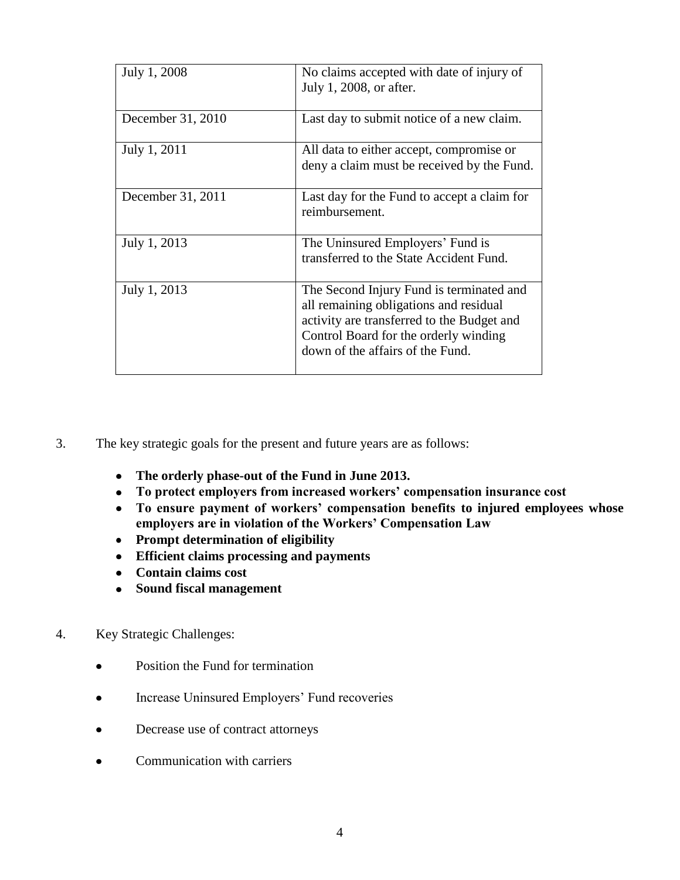| July 1, 2008 | No claims accepted with date of injury of July 1, 2008, or after. |
|---|---|
| December 31, 2010 | Last day to submit notice of a new claim. |
| July 1, 2011 | All data to either accept, compromise or deny a claim must be received by the Fund. |
| December 31, 2011 | Last day for the Fund to accept a claim for reimbursement. |
| July 1, 2013 | The Uninsured Employers' Fund is transferred to the State Accident Fund. |
| July 1, 2013 | The Second Injury Fund is terminated and all remaining obligations and residual activity are transferred to the Budget and Control Board for the orderly winding down of the affairs of the Fund. |

3. The key strategic goals for the present and future years are as follows:

   - **The orderly phase-out of the Fund in June 2013.**
   - **To protect employers from increased workers' compensation insurance cost**
   - **To ensure payment of workers' compensation benefits to injured employees whose employers are in violation of the Workers' Compensation Law**
   - **Prompt determination of eligibility**
   - **Efficient claims processing and payments**
   - **Contain claims cost**
   - **Sound fiscal management**

4. Key Strategic Challenges:

   - Position the Fund for termination
   - Increase Uninsured Employers' Fund recoveries
   - Decrease use of contract attorneys
   - Communication with carriers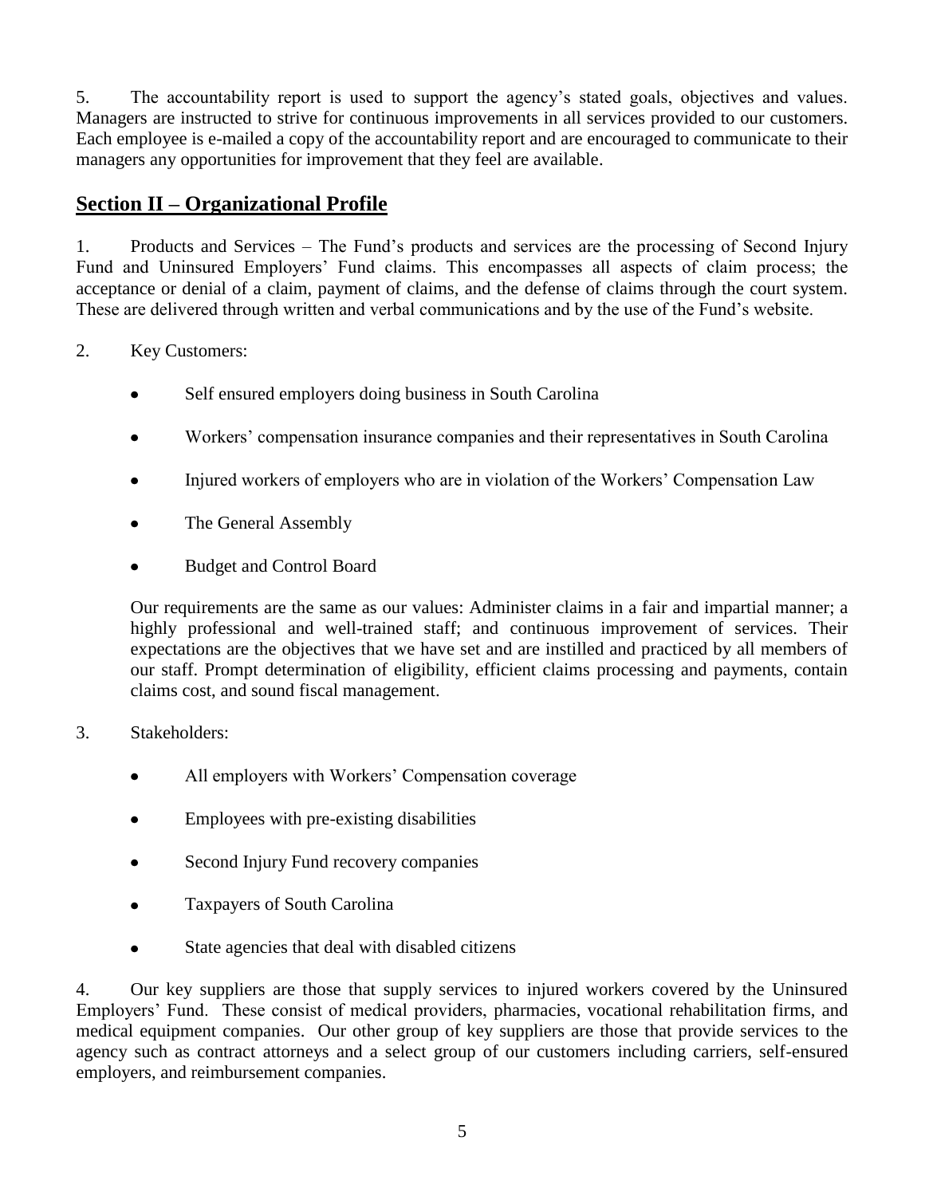5. The accountability report is used to support the agency's stated goals, objectives and values. Managers are instructed to strive for continuous improvements in all services provided to our customers. Each employee is e-mailed a copy of the accountability report and are encouraged to communicate to their managers any opportunities for improvement that they feel are available.

## Section II – Organizational Profile

1. Products and Services – The Fund's products and services are the processing of Second Injury Fund and Uninsured Employers' Fund claims. This encompasses all aspects of claim process; the acceptance or denial of a claim, payment of claims, and the defense of claims through the court system. These are delivered through written and verbal communications and by the use of the Fund's website.

2. Key Customers:

   - Self ensured employers doing business in South Carolina
   - Workers' compensation insurance companies and their representatives in South Carolina
   - Injured workers of employers who are in violation of the Workers' Compensation Law
   - The General Assembly
   - Budget and Control Board

   Our requirements are the same as our values: Administer claims in a fair and impartial manner; a highly professional and well-trained staff; and continuous improvement of services. Their expectations are the objectives that we have set and are instilled and practiced by all members of our staff. Prompt determination of eligibility, efficient claims processing and payments, contain claims cost, and sound fiscal management.

3. Stakeholders:

   - All employers with Workers' Compensation coverage
   - Employees with pre-existing disabilities
   - Second Injury Fund recovery companies
   - Taxpayers of South Carolina
   - State agencies that deal with disabled citizens

4. Our key suppliers are those that supply services to injured workers covered by the Uninsured Employers' Fund. These consist of medical providers, pharmacies, vocational rehabilitation firms, and medical equipment companies. Our other group of key suppliers are those that provide services to the agency such as contract attorneys and a select group of our customers including carriers, self-ensured employers, and reimbursement companies.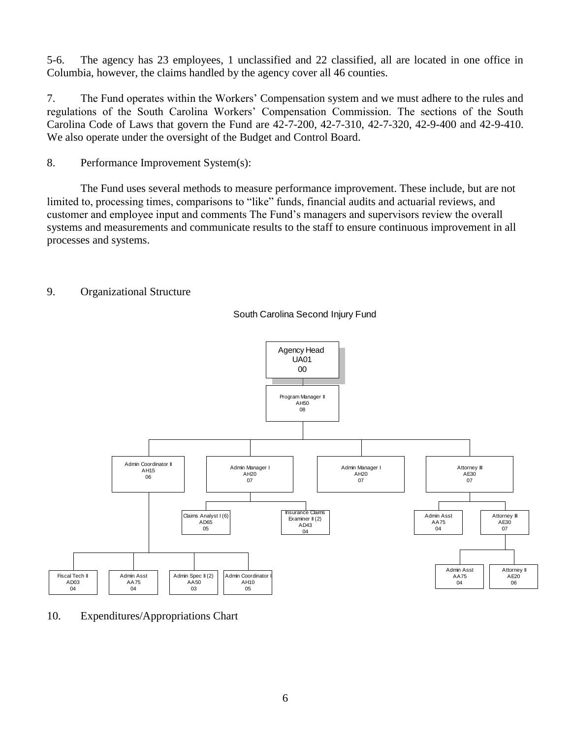5-6. The agency has 23 employees, 1 unclassified and 22 classified, all are located in one office in Columbia, however, the claims handled by the agency cover all 46 counties.

7. The Fund operates within the Workers' Compensation system and we must adhere to the rules and regulations of the South Carolina Workers' Compensation Commission. The sections of the South Carolina Code of Laws that govern the Fund are 42-7-200, 42-7-310, 42-7-320, 42-9-400 and 42-9-410. We also operate under the oversight of the Budget and Control Board.

8. Performance Improvement System(s):

The Fund uses several methods to measure performance improvement. These include, but are not limited to, processing times, comparisons to "like" funds, financial audits and actuarial reviews, and customer and employee input and comments The Fund's managers and supervisors review the overall systems and measurements and communicate results to the staff to ensure continuous improvement in all processes and systems.

9. Organizational Structure

South Carolina Second Injury Fund

- Agency Head UA01 00
  - Program Manager II AH50 08
    - Admin Coordinator II AH15 06
      - Fiscal Tech II AD03 04
      - Admin Asst AA75 04
      - Admin Spec II (2) AA50 03
      - Admin Coordinator I AH10 05
    - Admin Manager I AH20 07
      - Claims Analyst I (6) AD65 05
      - Insurance Claims Examiner II (2) AD43 04
    - Admin Manager I AH20 07
    - Attorney III AE30 07
      - Admin Asst AA75 04
      - Attorney III AE30 07
        - Admin Asst AA75 04
        - Attorney II AE20 06

10. Expenditures/Appropriations Chart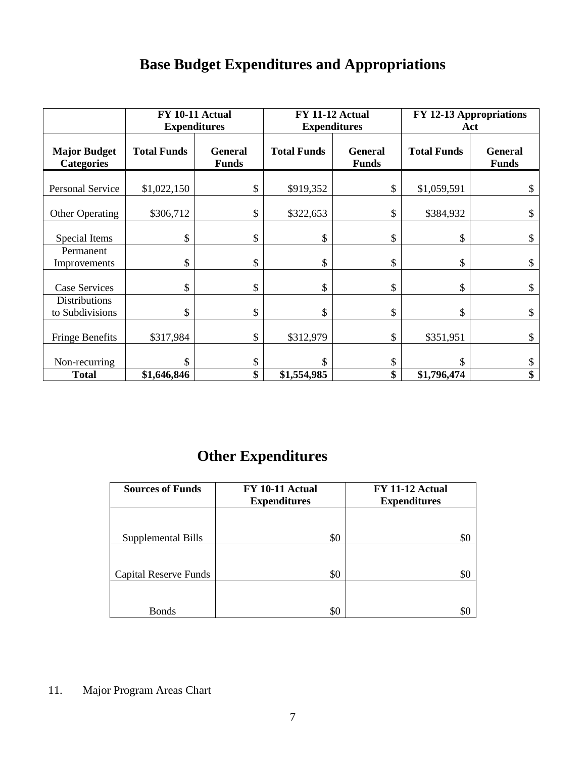# Base Budget Expenditures and Appropriations

| | FY 10-11 Actual Expenditures | | FY 11-12 Actual Expenditures | | FY 12-13 Appropriations Act | |
|---|---|---|---|---|---|---|
| **Major Budget Categories** | **Total Funds** | **General Funds** | **Total Funds** | **General Funds** | **Total Funds** | **General Funds** |
| Personal Service | $1,022,150 | $ | $919,352 | $ | $1,059,591 | $ |
| Other Operating | $306,712 | $ | $322,653 | $ | $384,932 | $ |
| Special Items | $ | $ | $ | $ | $ | $ |
| Permanent Improvements | $ | $ | $ | $ | $ | $ |
| Case Services | $ | $ | $ | $ | $ | $ |
| Distributions to Subdivisions | $ | $ | $ | $ | $ | $ |
| Fringe Benefits | $317,984 | $ | $312,979 | $ | $351,951 | $ |
| Non-recurring | $ | $ | $ | $ | $ | $ |
| **Total** | **$1,646,846** | **$** | **$1,554,985** | **$** | **$1,796,474** | **$** |

# Other Expenditures

| Sources of Funds | FY 10-11 Actual Expenditures | FY 11-12 Actual Expenditures |
|---|---|---|
| Supplemental Bills | $0 | $0 |
| Capital Reserve Funds | $0 | $0 |
| Bonds | $0 | $0 |

11. Major Program Areas Chart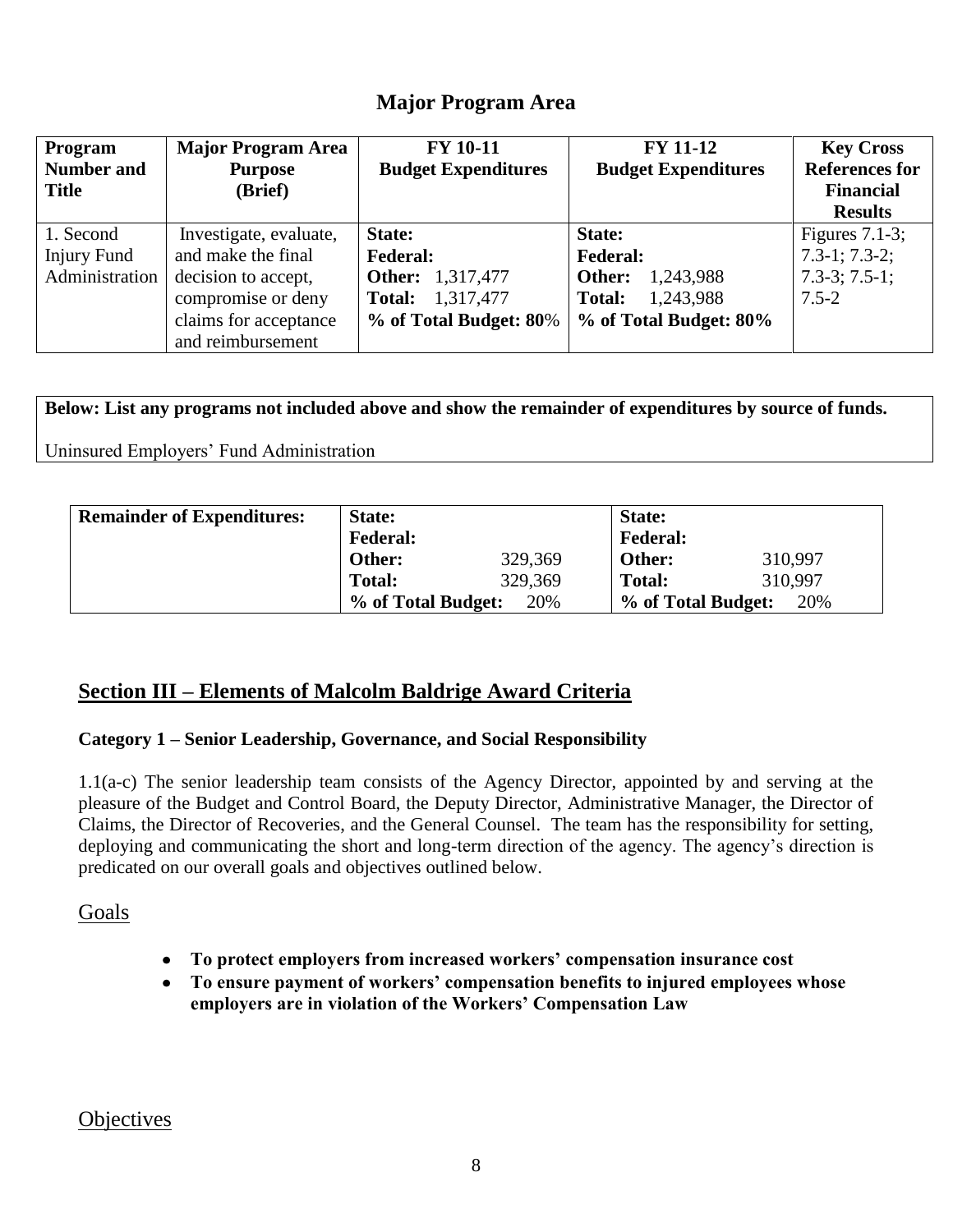## Major Program Area

| Program Number and Title | Major Program Area Purpose (Brief) | FY 10-11 Budget Expenditures | FY 11-12 Budget Expenditures | Key Cross References for Financial Results |
|---|---|---|---|---|
| 1. Second Injury Fund Administration | Investigate, evaluate, and make the final decision to accept, compromise or deny claims for acceptance and reimbursement | **State:**<br>**Federal:**<br>**Other:** 1,317,477<br>**Total:** 1,317,477<br>**% of Total Budget: 80**% | **State:**<br>**Federal:**<br>**Other:** 1,243,988<br>**Total:** 1,243,988<br>**% of Total Budget: 80%** | Figures 7.1-3; 7.3-1; 7.3-2; 7.3-3; 7.5-1; 7.5-2 |

| **Below: List any programs not included above and show the remainder of expenditures by source of funds.** |
|---|
| Uninsured Employers' Fund Administration |

| **Remainder of Expenditures:** | | |
|---|---|---|
| | **State:**<br>**Federal:**<br>**Other:** 329,369<br>**Total:** 329,369<br>**% of Total Budget:** 20% | **State:**<br>**Federal:**<br>**Other:** 310,997<br>**Total:** 310,997<br>**% of Total Budget:** 20% |

## Section III – Elements of Malcolm Baldrige Award Criteria

### Category 1 – Senior Leadership, Governance, and Social Responsibility

1.1(a-c) The senior leadership team consists of the Agency Director, appointed by and serving at the pleasure of the Budget and Control Board, the Deputy Director, Administrative Manager, the Director of Claims, the Director of Recoveries, and the General Counsel. The team has the responsibility for setting, deploying and communicating the short and long-term direction of the agency. The agency's direction is predicated on our overall goals and objectives outlined below.

Goals

- **To protect employers from increased workers' compensation insurance cost**
- **To ensure payment of workers' compensation benefits to injured employees whose employers are in violation of the Workers' Compensation Law**

Objectives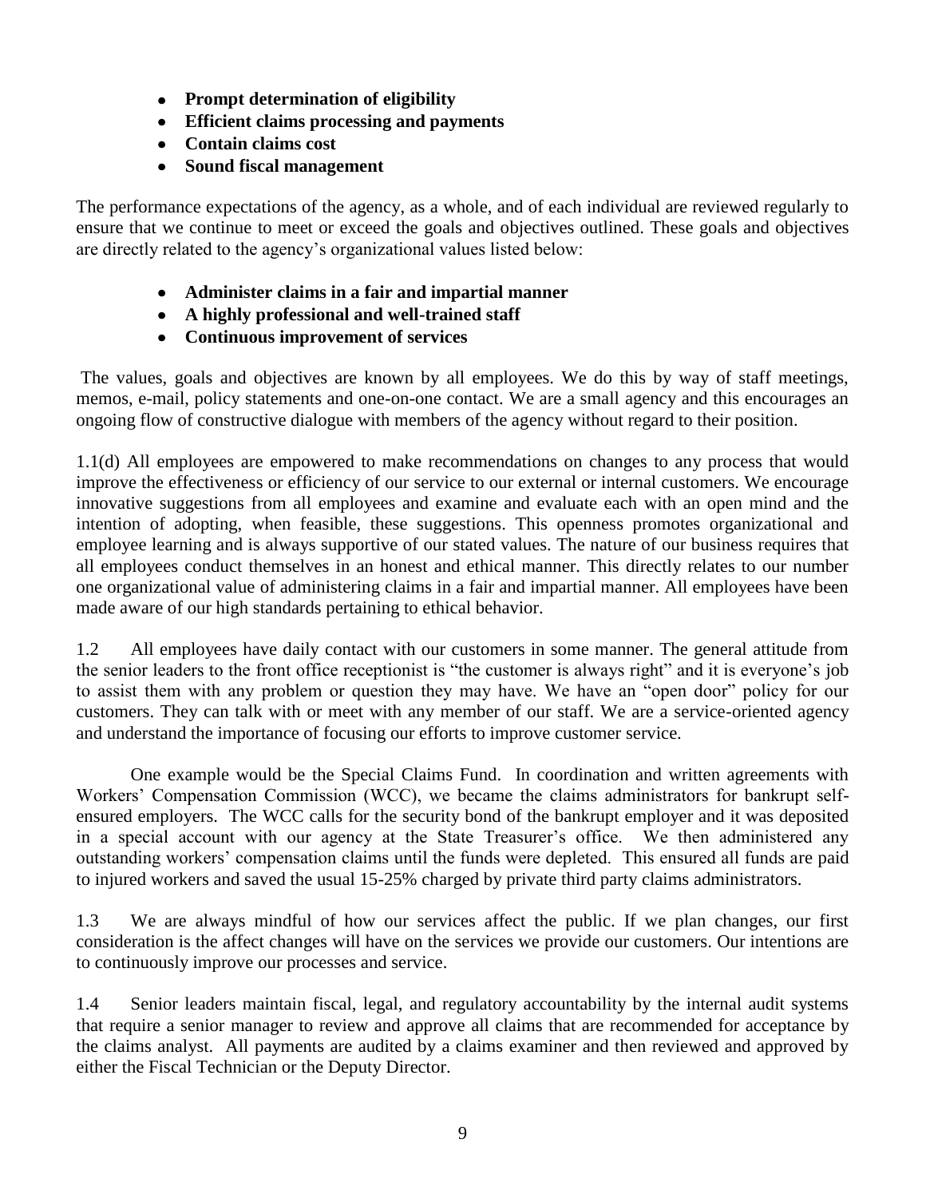- **Prompt determination of eligibility**
- **Efficient claims processing and payments**
- **Contain claims cost**
- **Sound fiscal management**

The performance expectations of the agency, as a whole, and of each individual are reviewed regularly to ensure that we continue to meet or exceed the goals and objectives outlined. These goals and objectives are directly related to the agency's organizational values listed below:

- **Administer claims in a fair and impartial manner**
- **A highly professional and well-trained staff**
- **Continuous improvement of services**

The values, goals and objectives are known by all employees. We do this by way of staff meetings, memos, e-mail, policy statements and one-on-one contact. We are a small agency and this encourages an ongoing flow of constructive dialogue with members of the agency without regard to their position.

1.1(d) All employees are empowered to make recommendations on changes to any process that would improve the effectiveness or efficiency of our service to our external or internal customers. We encourage innovative suggestions from all employees and examine and evaluate each with an open mind and the intention of adopting, when feasible, these suggestions. This openness promotes organizational and employee learning and is always supportive of our stated values. The nature of our business requires that all employees conduct themselves in an honest and ethical manner. This directly relates to our number one organizational value of administering claims in a fair and impartial manner. All employees have been made aware of our high standards pertaining to ethical behavior.

1.2 All employees have daily contact with our customers in some manner. The general attitude from the senior leaders to the front office receptionist is "the customer is always right" and it is everyone's job to assist them with any problem or question they may have. We have an "open door" policy for our customers. They can talk with or meet with any member of our staff. We are a service-oriented agency and understand the importance of focusing our efforts to improve customer service.

One example would be the Special Claims Fund. In coordination and written agreements with Workers' Compensation Commission (WCC), we became the claims administrators for bankrupt self-ensured employers. The WCC calls for the security bond of the bankrupt employer and it was deposited in a special account with our agency at the State Treasurer's office. We then administered any outstanding workers' compensation claims until the funds were depleted. This ensured all funds are paid to injured workers and saved the usual 15-25% charged by private third party claims administrators.

1.3 We are always mindful of how our services affect the public. If we plan changes, our first consideration is the affect changes will have on the services we provide our customers. Our intentions are to continuously improve our processes and service.

1.4 Senior leaders maintain fiscal, legal, and regulatory accountability by the internal audit systems that require a senior manager to review and approve all claims that are recommended for acceptance by the claims analyst. All payments are audited by a claims examiner and then reviewed and approved by either the Fiscal Technician or the Deputy Director.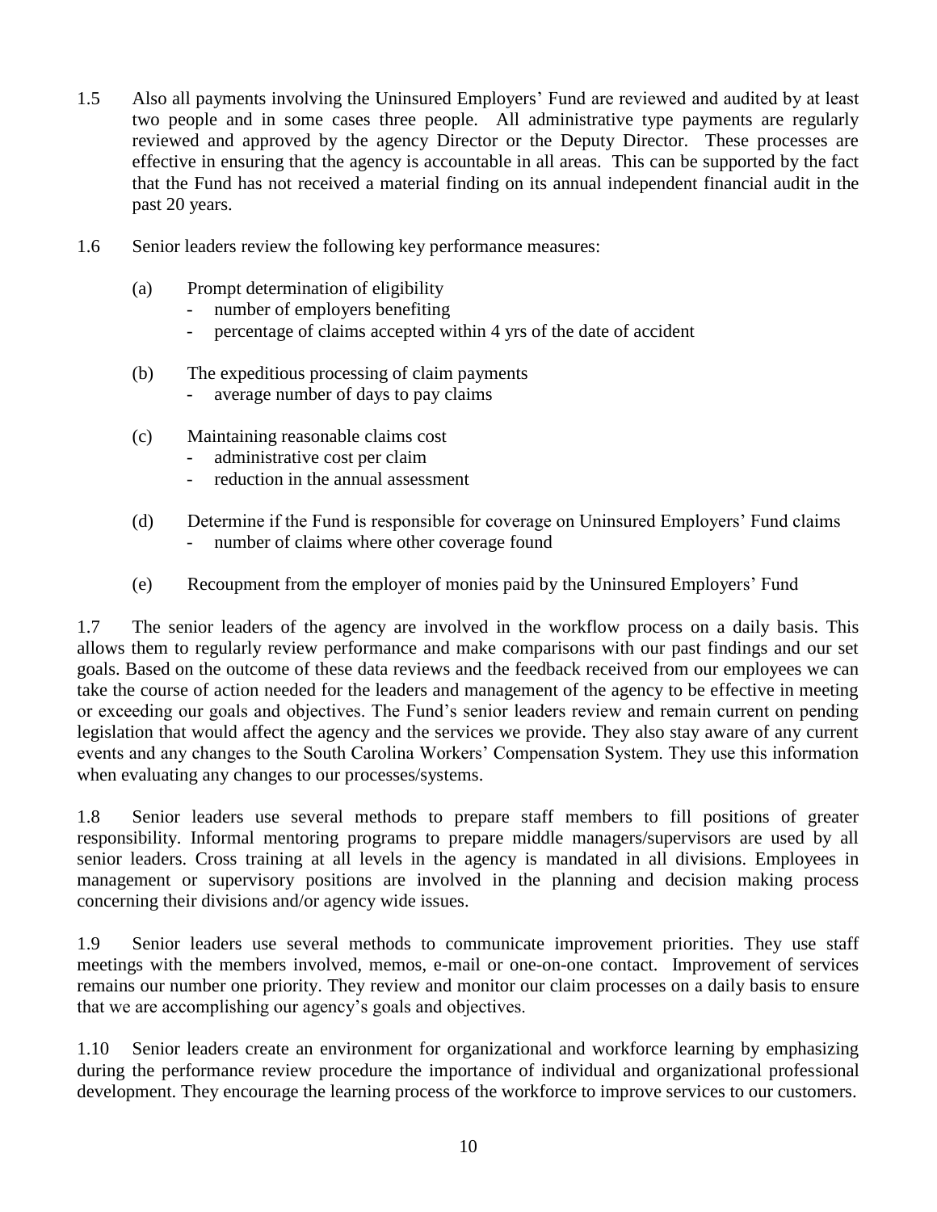1.5 Also all payments involving the Uninsured Employers' Fund are reviewed and audited by at least two people and in some cases three people. All administrative type payments are regularly reviewed and approved by the agency Director or the Deputy Director. These processes are effective in ensuring that the agency is accountable in all areas. This can be supported by the fact that the Fund has not received a material finding on its annual independent financial audit in the past 20 years.

1.6 Senior leaders review the following key performance measures:

(a) Prompt determination of eligibility
  - number of employers benefiting
  - percentage of claims accepted within 4 yrs of the date of accident

(b) The expeditious processing of claim payments
  - average number of days to pay claims

(c) Maintaining reasonable claims cost
  - administrative cost per claim
  - reduction in the annual assessment

(d) Determine if the Fund is responsible for coverage on Uninsured Employers' Fund claims
  - number of claims where other coverage found

(e) Recoupment from the employer of monies paid by the Uninsured Employers' Fund

1.7 The senior leaders of the agency are involved in the workflow process on a daily basis. This allows them to regularly review performance and make comparisons with our past findings and our set goals. Based on the outcome of these data reviews and the feedback received from our employees we can take the course of action needed for the leaders and management of the agency to be effective in meeting or exceeding our goals and objectives. The Fund's senior leaders review and remain current on pending legislation that would affect the agency and the services we provide. They also stay aware of any current events and any changes to the South Carolina Workers' Compensation System. They use this information when evaluating any changes to our processes/systems.

1.8 Senior leaders use several methods to prepare staff members to fill positions of greater responsibility. Informal mentoring programs to prepare middle managers/supervisors are used by all senior leaders. Cross training at all levels in the agency is mandated in all divisions. Employees in management or supervisory positions are involved in the planning and decision making process concerning their divisions and/or agency wide issues.

1.9 Senior leaders use several methods to communicate improvement priorities. They use staff meetings with the members involved, memos, e-mail or one-on-one contact. Improvement of services remains our number one priority. They review and monitor our claim processes on a daily basis to ensure that we are accomplishing our agency's goals and objectives.

1.10 Senior leaders create an environment for organizational and workforce learning by emphasizing during the performance review procedure the importance of individual and organizational professional development. They encourage the learning process of the workforce to improve services to our customers.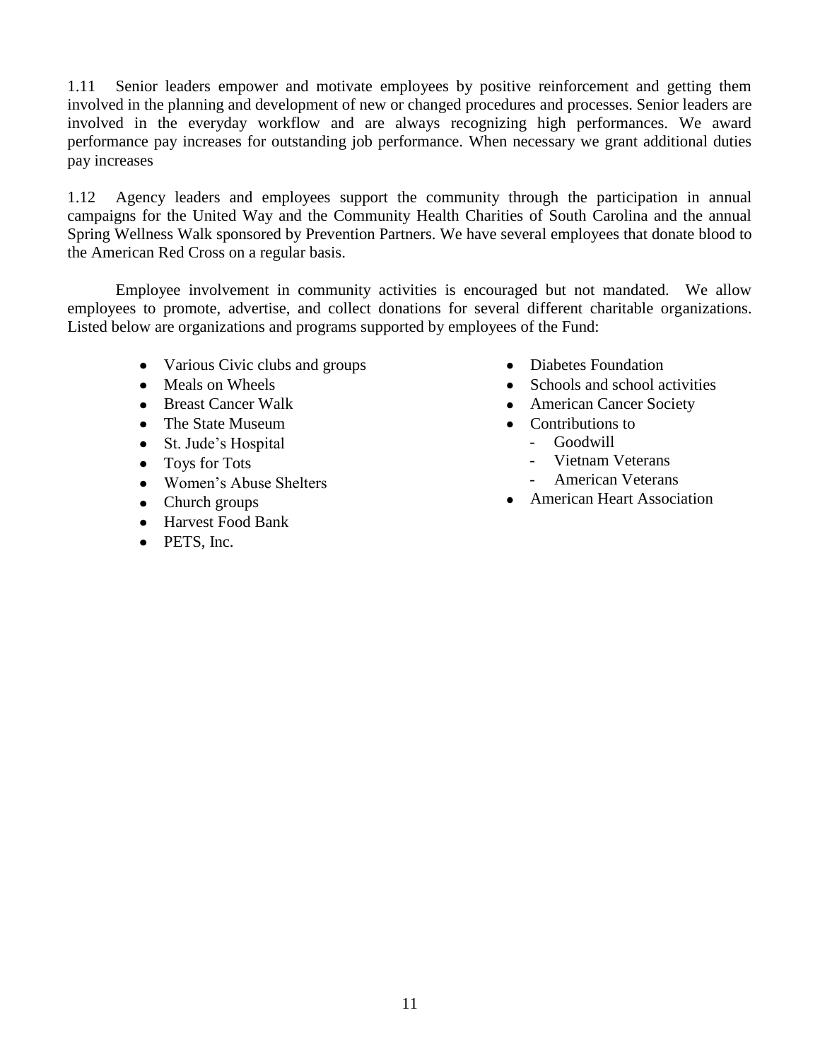1.11 Senior leaders empower and motivate employees by positive reinforcement and getting them involved in the planning and development of new or changed procedures and processes. Senior leaders are involved in the everyday workflow and are always recognizing high performances. We award performance pay increases for outstanding job performance. When necessary we grant additional duties pay increases

1.12 Agency leaders and employees support the community through the participation in annual campaigns for the United Way and the Community Health Charities of South Carolina and the annual Spring Wellness Walk sponsored by Prevention Partners. We have several employees that donate blood to the American Red Cross on a regular basis.

Employee involvement in community activities is encouraged but not mandated. We allow employees to promote, advertise, and collect donations for several different charitable organizations. Listed below are organizations and programs supported by employees of the Fund:

- Various Civic clubs and groups
- Meals on Wheels
- Breast Cancer Walk
- The State Museum
- St. Jude's Hospital
- Toys for Tots
- Women's Abuse Shelters
- Church groups
- Harvest Food Bank
- PETS, Inc.
- Diabetes Foundation
- Schools and school activities
- American Cancer Society
- Contributions to
  - Goodwill
  - Vietnam Veterans
  - American Veterans
- American Heart Association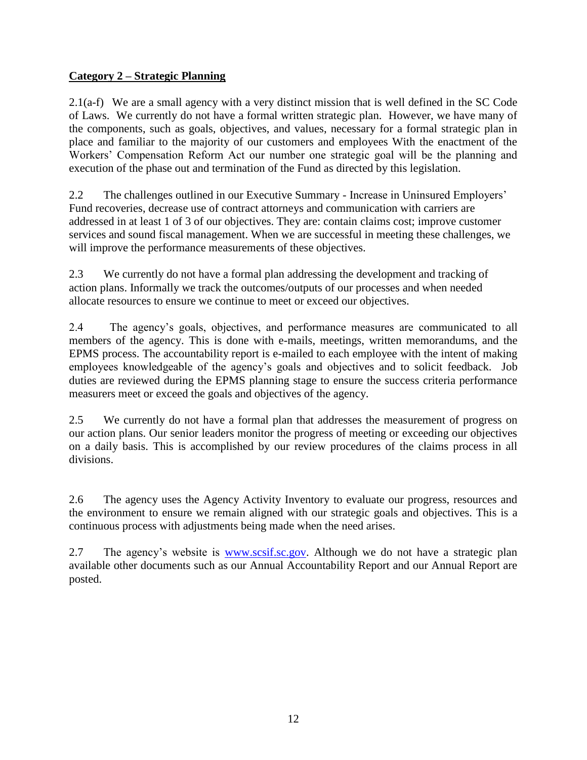**Category 2 – Strategic Planning**

2.1(a-f) We are a small agency with a very distinct mission that is well defined in the SC Code of Laws. We currently do not have a formal written strategic plan. However, we have many of the components, such as goals, objectives, and values, necessary for a formal strategic plan in place and familiar to the majority of our customers and employees With the enactment of the Workers' Compensation Reform Act our number one strategic goal will be the planning and execution of the phase out and termination of the Fund as directed by this legislation.

2.2 The challenges outlined in our Executive Summary - Increase in Uninsured Employers' Fund recoveries, decrease use of contract attorneys and communication with carriers are addressed in at least 1 of 3 of our objectives. They are: contain claims cost; improve customer services and sound fiscal management. When we are successful in meeting these challenges, we will improve the performance measurements of these objectives.

2.3 We currently do not have a formal plan addressing the development and tracking of action plans. Informally we track the outcomes/outputs of our processes and when needed allocate resources to ensure we continue to meet or exceed our objectives.

2.4 The agency's goals, objectives, and performance measures are communicated to all members of the agency. This is done with e-mails, meetings, written memorandums, and the EPMS process. The accountability report is e-mailed to each employee with the intent of making employees knowledgeable of the agency's goals and objectives and to solicit feedback. Job duties are reviewed during the EPMS planning stage to ensure the success criteria performance measurers meet or exceed the goals and objectives of the agency.

2.5 We currently do not have a formal plan that addresses the measurement of progress on our action plans. Our senior leaders monitor the progress of meeting or exceeding our objectives on a daily basis. This is accomplished by our review procedures of the claims process in all divisions.

2.6 The agency uses the Agency Activity Inventory to evaluate our progress, resources and the environment to ensure we remain aligned with our strategic goals and objectives. This is a continuous process with adjustments being made when the need arises.

2.7 The agency's website is [www.scsif.sc.gov](http://www.scsif.sc.gov). Although we do not have a strategic plan available other documents such as our Annual Accountability Report and our Annual Report are posted.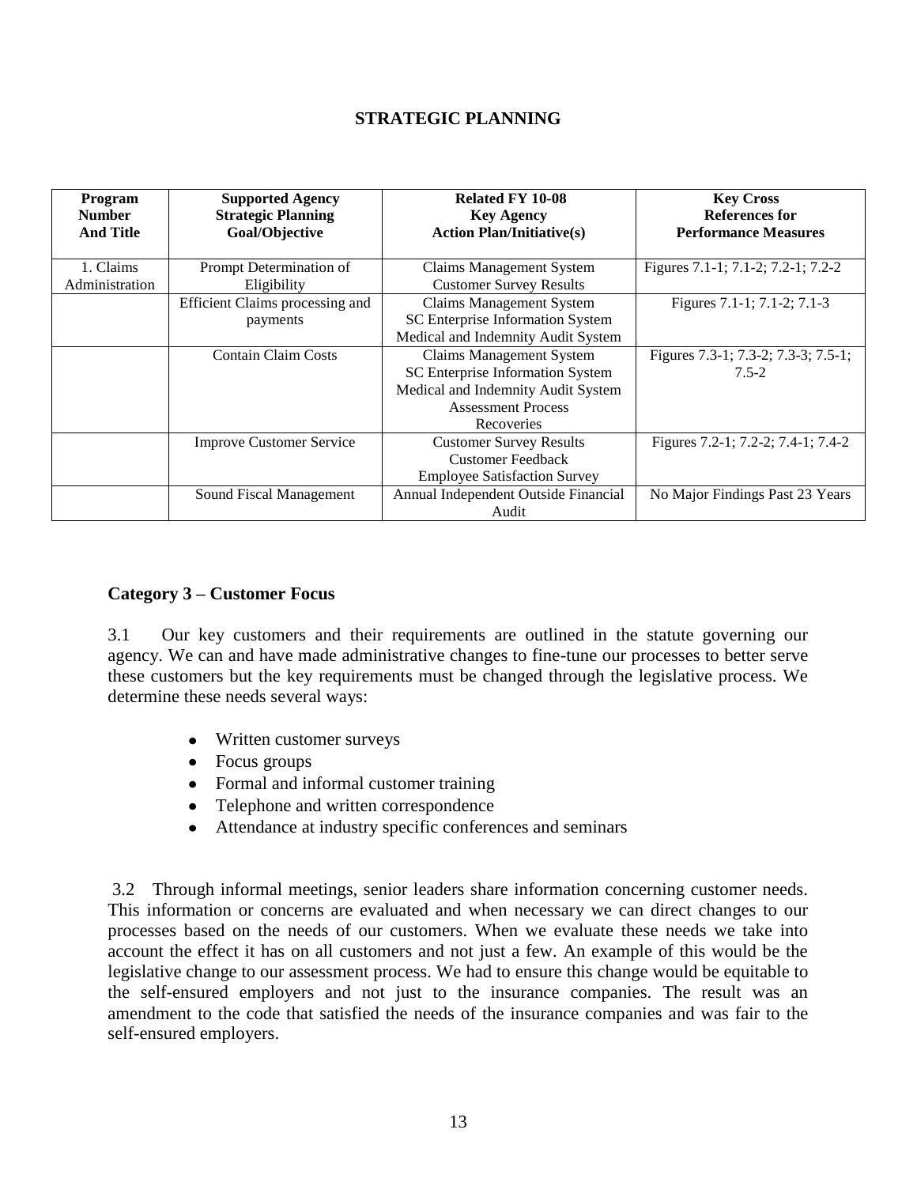## STRATEGIC PLANNING

| Program Number And Title | Supported Agency Strategic Planning Goal/Objective | Related FY 10-08 Key Agency Action Plan/Initiative(s) | Key Cross References for Performance Measures |
|---|---|---|---|
| 1. Claims Administration | Prompt Determination of Eligibility | Claims Management System<br>Customer Survey Results | Figures 7.1-1; 7.1-2; 7.2-1; 7.2-2 |
| | Efficient Claims processing and payments | Claims Management System<br>SC Enterprise Information System<br>Medical and Indemnity Audit System | Figures 7.1-1; 7.1-2; 7.1-3 |
| | Contain Claim Costs | Claims Management System<br>SC Enterprise Information System<br>Medical and Indemnity Audit System<br>Assessment Process<br>Recoveries | Figures 7.3-1; 7.3-2; 7.3-3; 7.5-1; 7.5-2 |
| | Improve Customer Service | Customer Survey Results<br>Customer Feedback<br>Employee Satisfaction Survey | Figures 7.2-1; 7.2-2; 7.4-1; 7.4-2 |
| | Sound Fiscal Management | Annual Independent Outside Financial Audit | No Major Findings Past 23 Years |

### Category 3 – Customer Focus

3.1 Our key customers and their requirements are outlined in the statute governing our agency. We can and have made administrative changes to fine-tune our processes to better serve these customers but the key requirements must be changed through the legislative process. We determine these needs several ways:

- Written customer surveys
- Focus groups
- Formal and informal customer training
- Telephone and written correspondence
- Attendance at industry specific conferences and seminars

3.2 Through informal meetings, senior leaders share information concerning customer needs. This information or concerns are evaluated and when necessary we can direct changes to our processes based on the needs of our customers. When we evaluate these needs we take into account the effect it has on all customers and not just a few. An example of this would be the legislative change to our assessment process. We had to ensure this change would be equitable to the self-ensured employers and not just to the insurance companies. The result was an amendment to the code that satisfied the needs of the insurance companies and was fair to the self-ensured employers.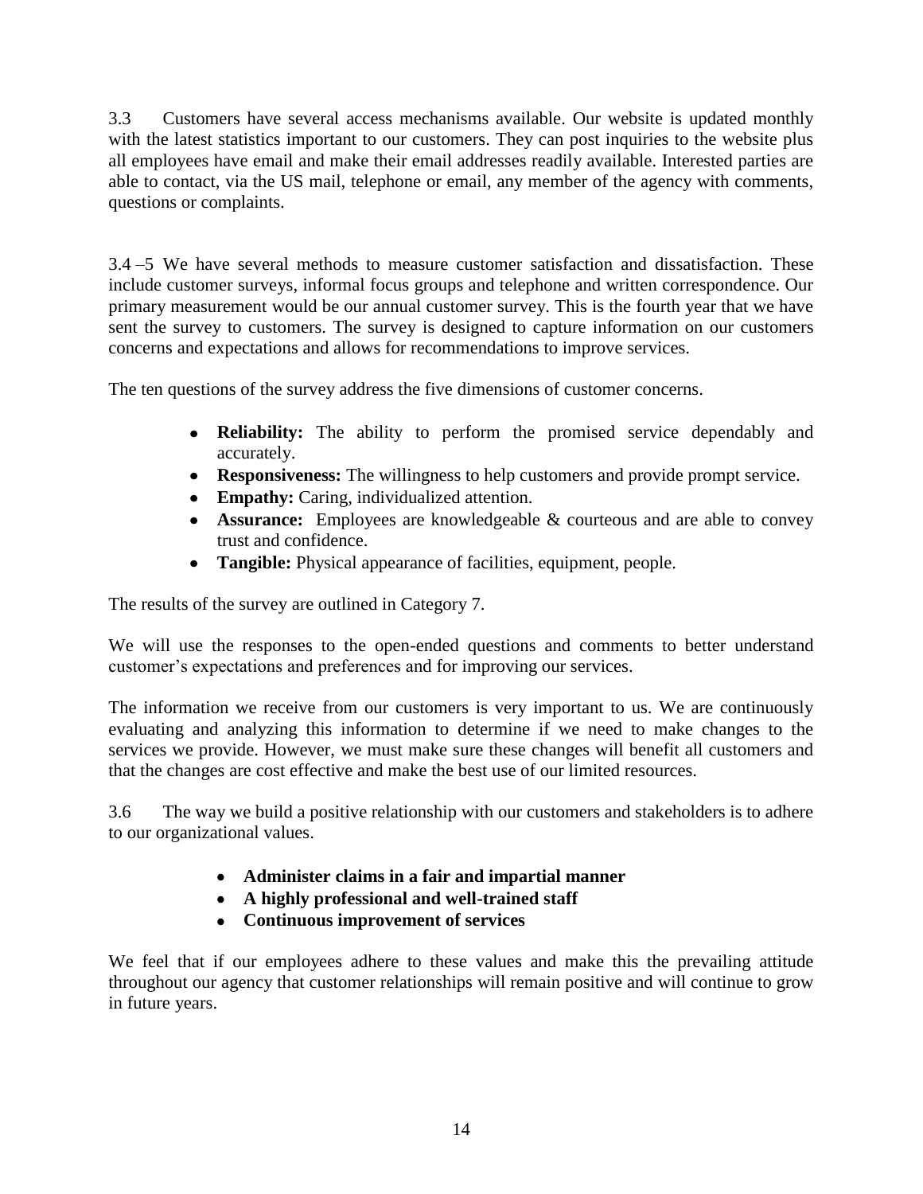3.3 Customers have several access mechanisms available. Our website is updated monthly with the latest statistics important to our customers. They can post inquiries to the website plus all employees have email and make their email addresses readily available. Interested parties are able to contact, via the US mail, telephone or email, any member of the agency with comments, questions or complaints.

3.4 –5 We have several methods to measure customer satisfaction and dissatisfaction. These include customer surveys, informal focus groups and telephone and written correspondence. Our primary measurement would be our annual customer survey. This is the fourth year that we have sent the survey to customers. The survey is designed to capture information on our customers concerns and expectations and allows for recommendations to improve services.

The ten questions of the survey address the five dimensions of customer concerns.

- **Reliability:** The ability to perform the promised service dependably and accurately.
- **Responsiveness:** The willingness to help customers and provide prompt service.
- **Empathy:** Caring, individualized attention.
- **Assurance:** Employees are knowledgeable & courteous and are able to convey trust and confidence.
- **Tangible:** Physical appearance of facilities, equipment, people.

The results of the survey are outlined in Category 7.

We will use the responses to the open-ended questions and comments to better understand customer's expectations and preferences and for improving our services.

The information we receive from our customers is very important to us. We are continuously evaluating and analyzing this information to determine if we need to make changes to the services we provide. However, we must make sure these changes will benefit all customers and that the changes are cost effective and make the best use of our limited resources.

3.6 The way we build a positive relationship with our customers and stakeholders is to adhere to our organizational values.

- **Administer claims in a fair and impartial manner**
- **A highly professional and well-trained staff**
- **Continuous improvement of services**

We feel that if our employees adhere to these values and make this the prevailing attitude throughout our agency that customer relationships will remain positive and will continue to grow in future years.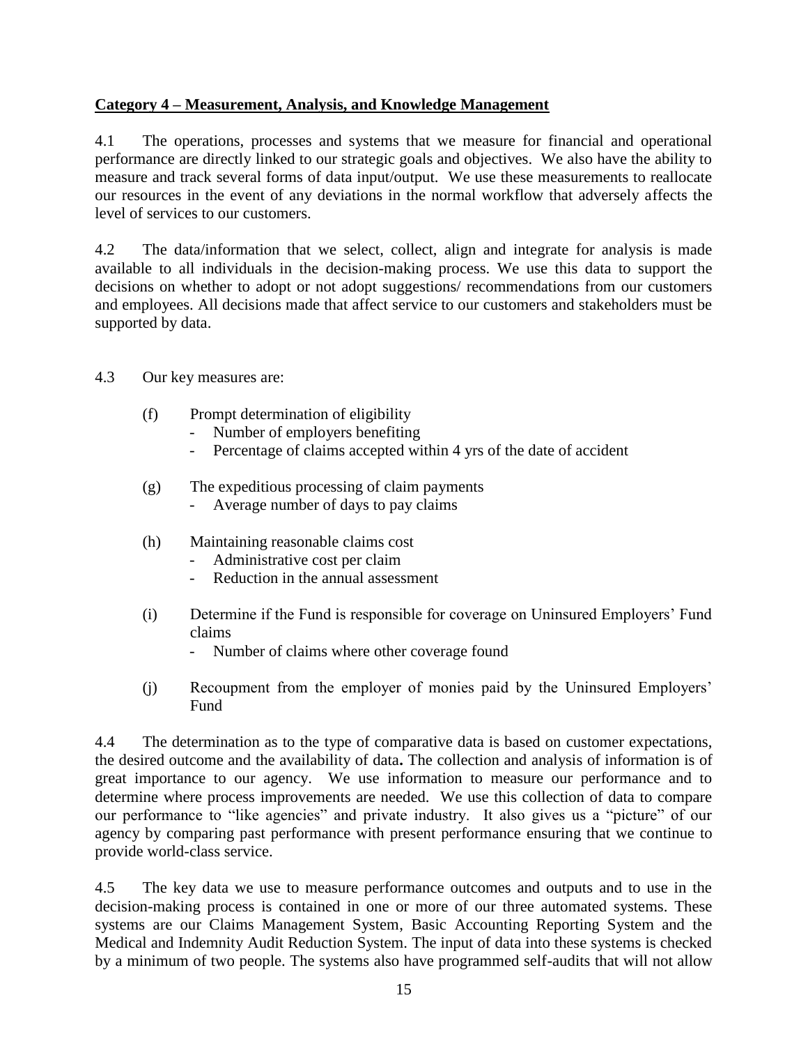**Category 4 – Measurement, Analysis, and Knowledge Management**

4.1 The operations, processes and systems that we measure for financial and operational performance are directly linked to our strategic goals and objectives. We also have the ability to measure and track several forms of data input/output. We use these measurements to reallocate our resources in the event of any deviations in the normal workflow that adversely affects the level of services to our customers.

4.2 The data/information that we select, collect, align and integrate for analysis is made available to all individuals in the decision-making process. We use this data to support the decisions on whether to adopt or not adopt suggestions/ recommendations from our customers and employees. All decisions made that affect service to our customers and stakeholders must be supported by data.

4.3 Our key measures are:

(f) Prompt determination of eligibility
- Number of employers benefiting
- Percentage of claims accepted within 4 yrs of the date of accident

(g) The expeditious processing of claim payments
- Average number of days to pay claims

(h) Maintaining reasonable claims cost
- Administrative cost per claim
- Reduction in the annual assessment

(i) Determine if the Fund is responsible for coverage on Uninsured Employers' Fund claims
- Number of claims where other coverage found

(j) Recoupment from the employer of monies paid by the Uninsured Employers' Fund

4.4 The determination as to the type of comparative data is based on customer expectations, the desired outcome and the availability of data**.** The collection and analysis of information is of great importance to our agency. We use information to measure our performance and to determine where process improvements are needed. We use this collection of data to compare our performance to "like agencies" and private industry. It also gives us a "picture" of our agency by comparing past performance with present performance ensuring that we continue to provide world-class service.

4.5 The key data we use to measure performance outcomes and outputs and to use in the decision-making process is contained in one or more of our three automated systems. These systems are our Claims Management System, Basic Accounting Reporting System and the Medical and Indemnity Audit Reduction System. The input of data into these systems is checked by a minimum of two people. The systems also have programmed self-audits that will not allow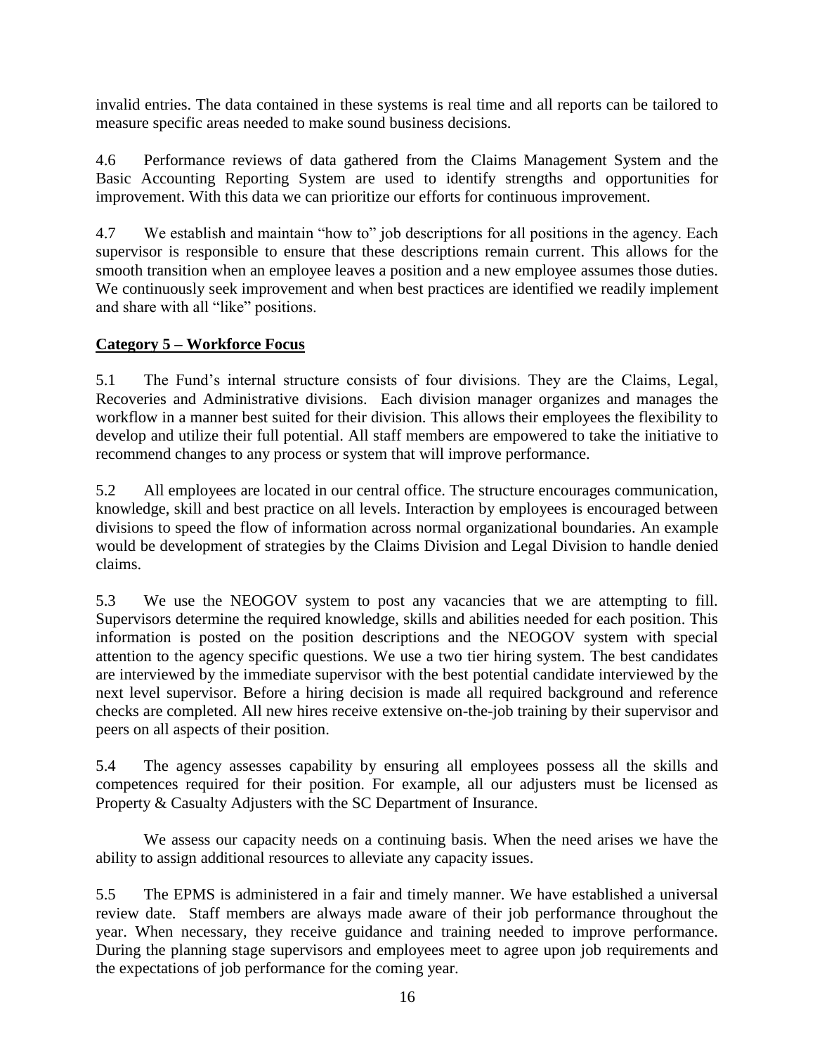invalid entries. The data contained in these systems is real time and all reports can be tailored to measure specific areas needed to make sound business decisions.

4.6 Performance reviews of data gathered from the Claims Management System and the Basic Accounting Reporting System are used to identify strengths and opportunities for improvement. With this data we can prioritize our efforts for continuous improvement.

4.7 We establish and maintain "how to" job descriptions for all positions in the agency. Each supervisor is responsible to ensure that these descriptions remain current. This allows for the smooth transition when an employee leaves a position and a new employee assumes those duties. We continuously seek improvement and when best practices are identified we readily implement and share with all "like" positions.

## Category 5 – Workforce Focus

5.1 The Fund's internal structure consists of four divisions. They are the Claims, Legal, Recoveries and Administrative divisions. Each division manager organizes and manages the workflow in a manner best suited for their division. This allows their employees the flexibility to develop and utilize their full potential. All staff members are empowered to take the initiative to recommend changes to any process or system that will improve performance.

5.2 All employees are located in our central office. The structure encourages communication, knowledge, skill and best practice on all levels. Interaction by employees is encouraged between divisions to speed the flow of information across normal organizational boundaries. An example would be development of strategies by the Claims Division and Legal Division to handle denied claims.

5.3 We use the NEOGOV system to post any vacancies that we are attempting to fill. Supervisors determine the required knowledge, skills and abilities needed for each position. This information is posted on the position descriptions and the NEOGOV system with special attention to the agency specific questions. We use a two tier hiring system. The best candidates are interviewed by the immediate supervisor with the best potential candidate interviewed by the next level supervisor. Before a hiring decision is made all required background and reference checks are completed. All new hires receive extensive on-the-job training by their supervisor and peers on all aspects of their position.

5.4 The agency assesses capability by ensuring all employees possess all the skills and competences required for their position. For example, all our adjusters must be licensed as Property & Casualty Adjusters with the SC Department of Insurance.

We assess our capacity needs on a continuing basis. When the need arises we have the ability to assign additional resources to alleviate any capacity issues.

5.5 The EPMS is administered in a fair and timely manner. We have established a universal review date. Staff members are always made aware of their job performance throughout the year. When necessary, they receive guidance and training needed to improve performance. During the planning stage supervisors and employees meet to agree upon job requirements and the expectations of job performance for the coming year.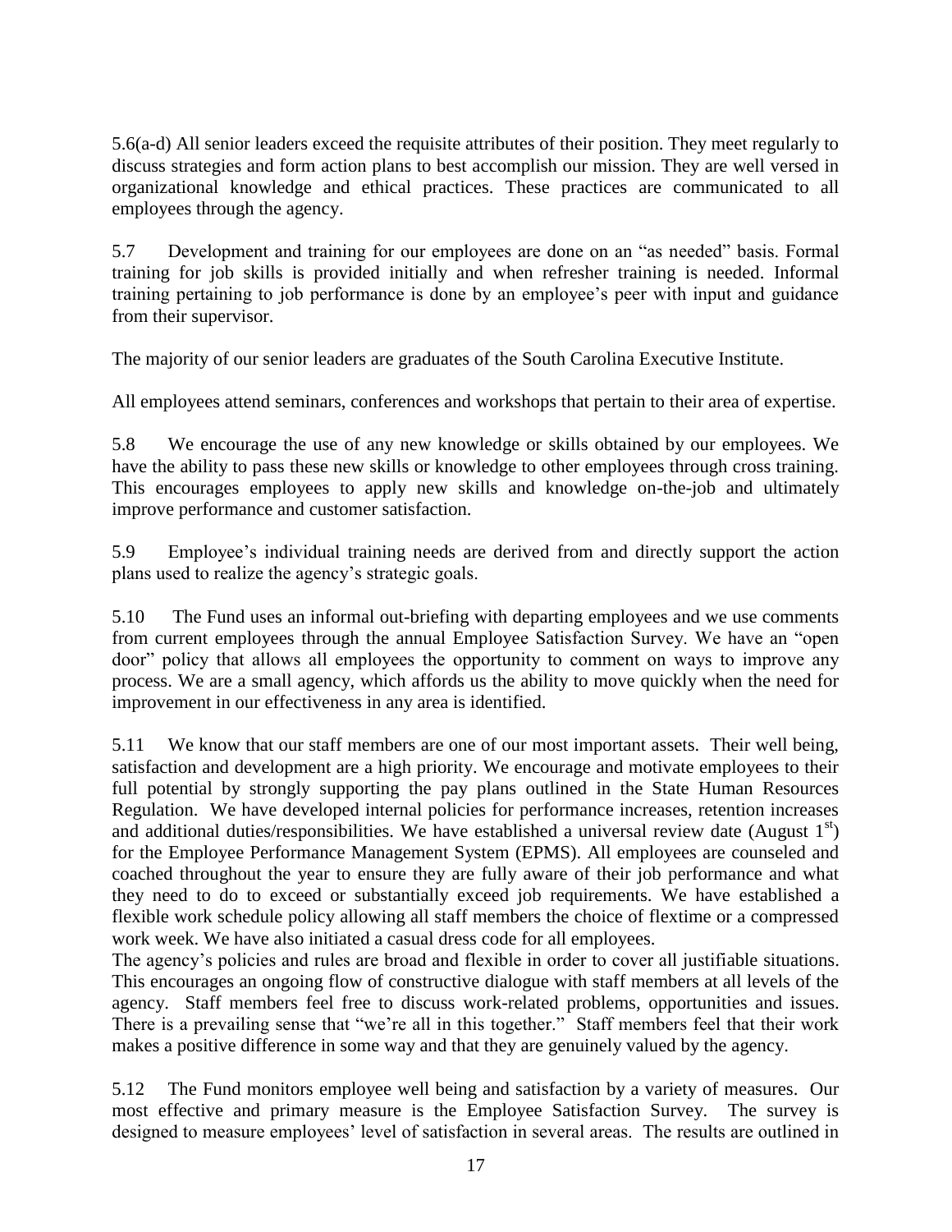5.6(a-d) All senior leaders exceed the requisite attributes of their position. They meet regularly to discuss strategies and form action plans to best accomplish our mission. They are well versed in organizational knowledge and ethical practices. These practices are communicated to all employees through the agency.

5.7 Development and training for our employees are done on an "as needed" basis. Formal training for job skills is provided initially and when refresher training is needed. Informal training pertaining to job performance is done by an employee's peer with input and guidance from their supervisor.

The majority of our senior leaders are graduates of the South Carolina Executive Institute.

All employees attend seminars, conferences and workshops that pertain to their area of expertise.

5.8 We encourage the use of any new knowledge or skills obtained by our employees. We have the ability to pass these new skills or knowledge to other employees through cross training. This encourages employees to apply new skills and knowledge on-the-job and ultimately improve performance and customer satisfaction.

5.9 Employee's individual training needs are derived from and directly support the action plans used to realize the agency's strategic goals.

5.10 The Fund uses an informal out-briefing with departing employees and we use comments from current employees through the annual Employee Satisfaction Survey. We have an "open door" policy that allows all employees the opportunity to comment on ways to improve any process. We are a small agency, which affords us the ability to move quickly when the need for improvement in our effectiveness in any area is identified.

5.11 We know that our staff members are one of our most important assets. Their well being, satisfaction and development are a high priority. We encourage and motivate employees to their full potential by strongly supporting the pay plans outlined in the State Human Resources Regulation. We have developed internal policies for performance increases, retention increases and additional duties/responsibilities. We have established a universal review date (August 1st) for the Employee Performance Management System (EPMS). All employees are counseled and coached throughout the year to ensure they are fully aware of their job performance and what they need to do to exceed or substantially exceed job requirements. We have established a flexible work schedule policy allowing all staff members the choice of flextime or a compressed work week. We have also initiated a casual dress code for all employees.

The agency's policies and rules are broad and flexible in order to cover all justifiable situations. This encourages an ongoing flow of constructive dialogue with staff members at all levels of the agency. Staff members feel free to discuss work-related problems, opportunities and issues. There is a prevailing sense that "we're all in this together." Staff members feel that their work makes a positive difference in some way and that they are genuinely valued by the agency.

5.12 The Fund monitors employee well being and satisfaction by a variety of measures. Our most effective and primary measure is the Employee Satisfaction Survey. The survey is designed to measure employees' level of satisfaction in several areas. The results are outlined in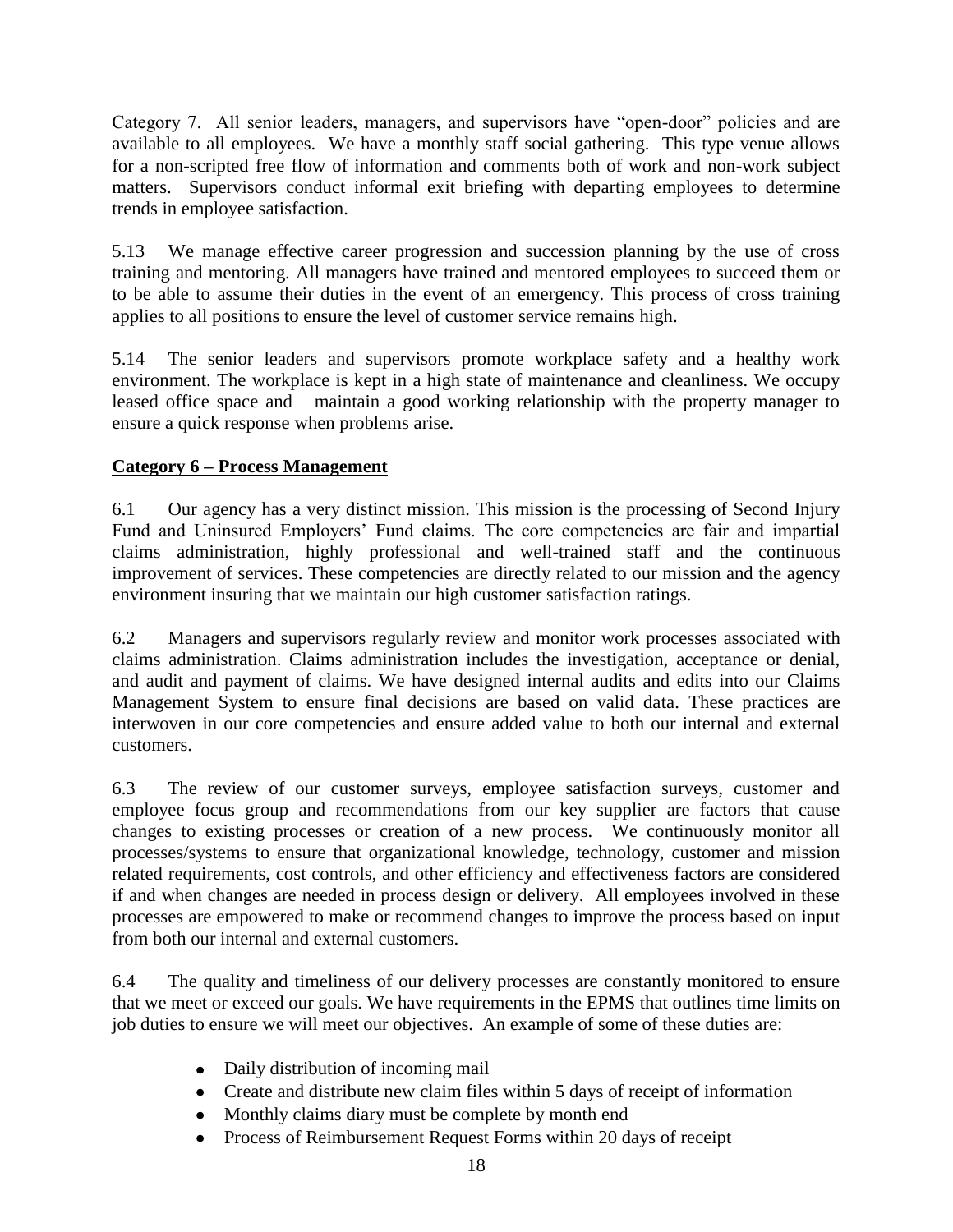Category 7. All senior leaders, managers, and supervisors have "open-door" policies and are available to all employees. We have a monthly staff social gathering. This type venue allows for a non-scripted free flow of information and comments both of work and non-work subject matters. Supervisors conduct informal exit briefing with departing employees to determine trends in employee satisfaction.

5.13 We manage effective career progression and succession planning by the use of cross training and mentoring. All managers have trained and mentored employees to succeed them or to be able to assume their duties in the event of an emergency. This process of cross training applies to all positions to ensure the level of customer service remains high.

5.14 The senior leaders and supervisors promote workplace safety and a healthy work environment. The workplace is kept in a high state of maintenance and cleanliness. We occupy leased office space and maintain a good working relationship with the property manager to ensure a quick response when problems arise.

**Category 6 – Process Management**

6.1 Our agency has a very distinct mission. This mission is the processing of Second Injury Fund and Uninsured Employers' Fund claims. The core competencies are fair and impartial claims administration, highly professional and well-trained staff and the continuous improvement of services. These competencies are directly related to our mission and the agency environment insuring that we maintain our high customer satisfaction ratings.

6.2 Managers and supervisors regularly review and monitor work processes associated with claims administration. Claims administration includes the investigation, acceptance or denial, and audit and payment of claims. We have designed internal audits and edits into our Claims Management System to ensure final decisions are based on valid data. These practices are interwoven in our core competencies and ensure added value to both our internal and external customers.

6.3 The review of our customer surveys, employee satisfaction surveys, customer and employee focus group and recommendations from our key supplier are factors that cause changes to existing processes or creation of a new process. We continuously monitor all processes/systems to ensure that organizational knowledge, technology, customer and mission related requirements, cost controls, and other efficiency and effectiveness factors are considered if and when changes are needed in process design or delivery. All employees involved in these processes are empowered to make or recommend changes to improve the process based on input from both our internal and external customers.

6.4 The quality and timeliness of our delivery processes are constantly monitored to ensure that we meet or exceed our goals. We have requirements in the EPMS that outlines time limits on job duties to ensure we will meet our objectives. An example of some of these duties are:

- Daily distribution of incoming mail
- Create and distribute new claim files within 5 days of receipt of information
- Monthly claims diary must be complete by month end
- Process of Reimbursement Request Forms within 20 days of receipt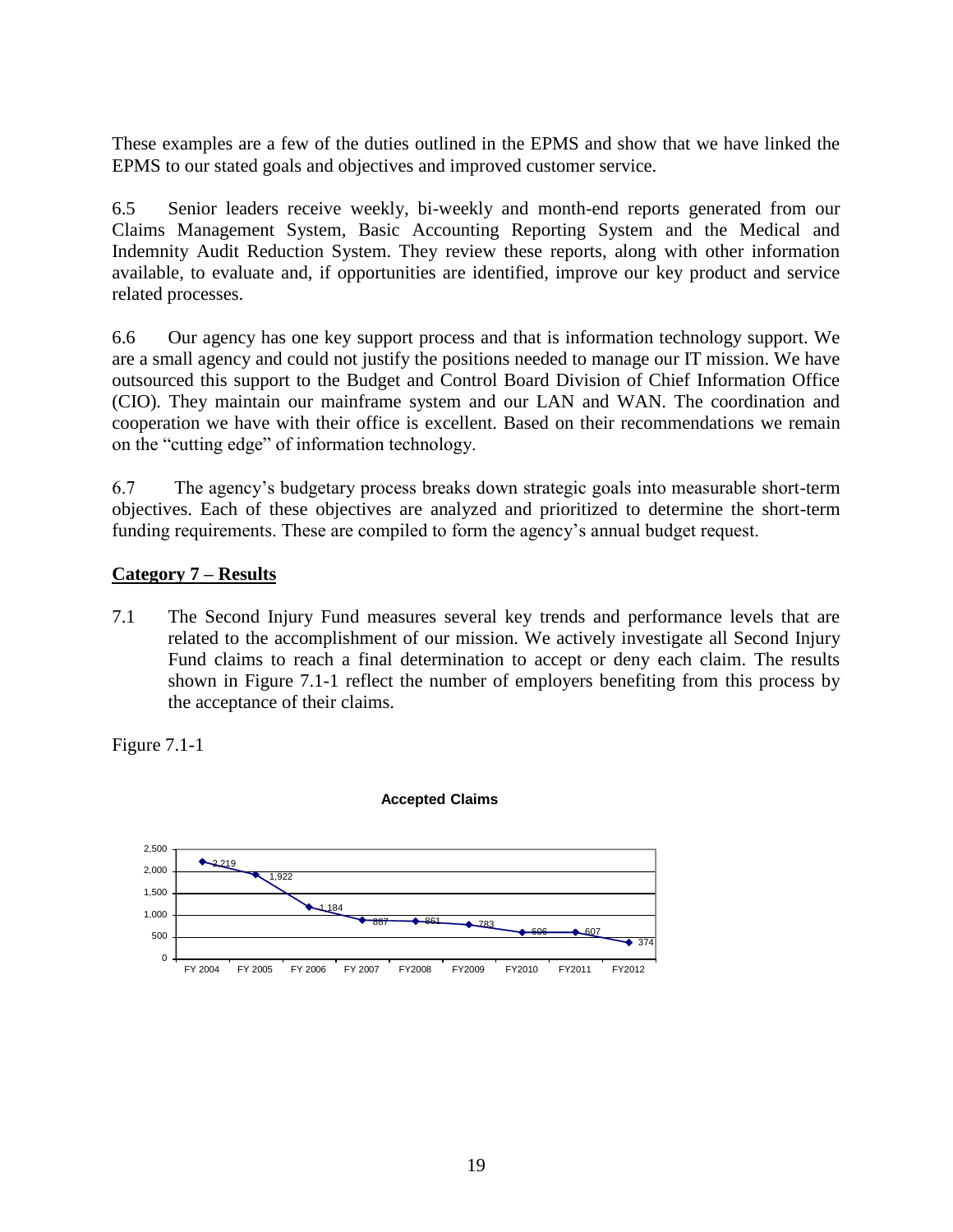These examples are a few of the duties outlined in the EPMS and show that we have linked the EPMS to our stated goals and objectives and improved customer service.

6.5 Senior leaders receive weekly, bi-weekly and month-end reports generated from our Claims Management System, Basic Accounting Reporting System and the Medical and Indemnity Audit Reduction System. They review these reports, along with other information available, to evaluate and, if opportunities are identified, improve our key product and service related processes.

6.6 Our agency has one key support process and that is information technology support. We are a small agency and could not justify the positions needed to manage our IT mission. We have outsourced this support to the Budget and Control Board Division of Chief Information Office (CIO). They maintain our mainframe system and our LAN and WAN. The coordination and cooperation we have with their office is excellent. Based on their recommendations we remain on the "cutting edge" of information technology.

6.7 The agency's budgetary process breaks down strategic goals into measurable short-term objectives. Each of these objectives are analyzed and prioritized to determine the short-term funding requirements. These are compiled to form the agency's annual budget request.

## Category 7 – Results

7.1 The Second Injury Fund measures several key trends and performance levels that are related to the accomplishment of our mission. We actively investigate all Second Injury Fund claims to reach a final determination to accept or deny each claim. The results shown in Figure 7.1-1 reflect the number of employers benefiting from this process by the acceptance of their claims.

Figure 7.1-1

**Accepted Claims**

| Fiscal Year | Accepted Claims |
|---|---|
| FY 2004 | 2,219 |
| FY 2005 | 1,922 |
| FY 2006 | 1,184 |
| FY 2007 | 887 |
| FY2008 | 861 |
| FY2009 | 783 |
| FY2010 | 606 |
| FY2011 | 607 |
| FY2012 | 374 |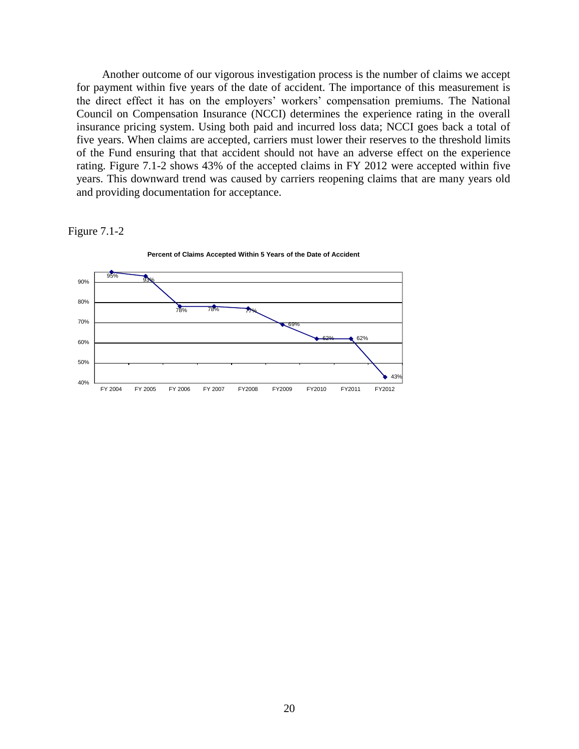Another outcome of our vigorous investigation process is the number of claims we accept for payment within five years of the date of accident. The importance of this measurement is the direct effect it has on the employers' workers' compensation premiums. The National Council on Compensation Insurance (NCCI) determines the experience rating in the overall insurance pricing system. Using both paid and incurred loss data; NCCI goes back a total of five years. When claims are accepted, carriers must lower their reserves to the threshold limits of the Fund ensuring that that accident should not have an adverse effect on the experience rating. Figure 7.1-2 shows 43% of the accepted claims in FY 2012 were accepted within five years. This downward trend was caused by carriers reopening claims that are many years old and providing documentation for acceptance.

Figure 7.1-2

**Percent of Claims Accepted Within 5 Years of the Date of Accident**

| FY 2004 | FY 2005 | FY 2006 | FY 2007 | FY2008 | FY2009 | FY2010 | FY2011 | FY2012 |
|---|---|---|---|---|---|---|---|---|
| 95% | 93% | 78% | 78% | 77% | 69% | 62% | 62% | 43% |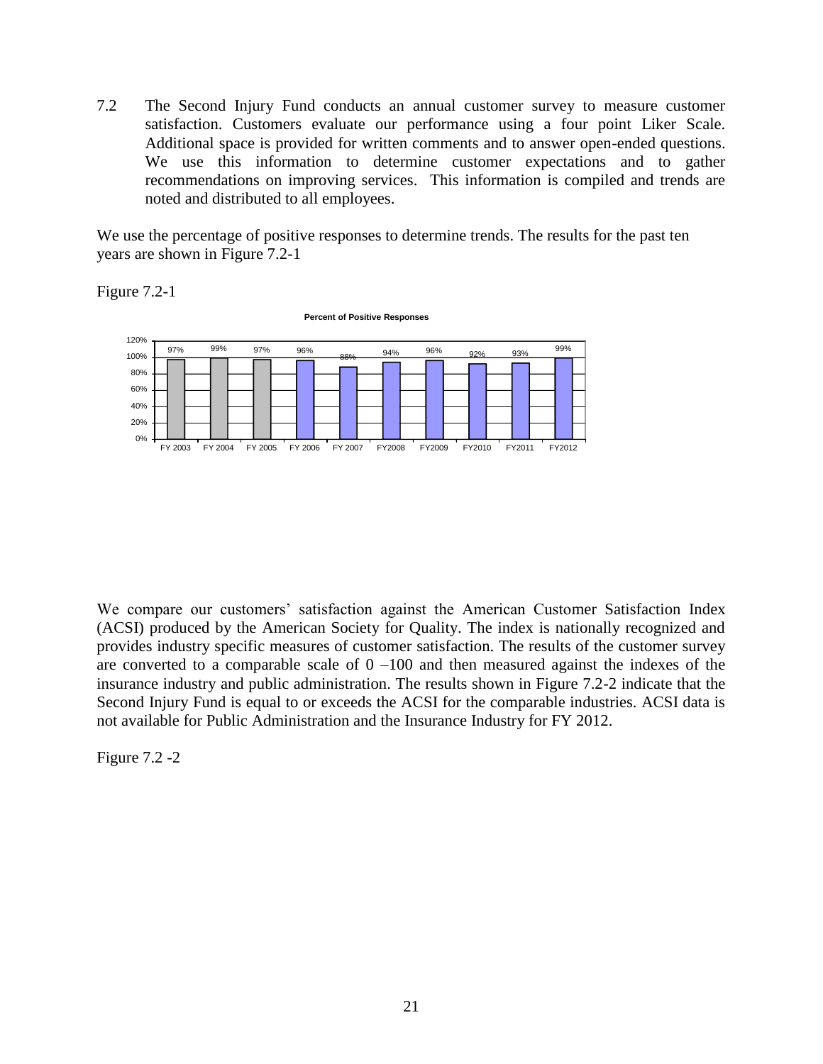7.2 The Second Injury Fund conducts an annual customer survey to measure customer satisfaction. Customers evaluate our performance using a four point Liker Scale. Additional space is provided for written comments and to answer open-ended questions. We use this information to determine customer expectations and to gather recommendations on improving services. This information is compiled and trends are noted and distributed to all employees.

We use the percentage of positive responses to determine trends. The results for the past ten years are shown in Figure 7.2-1

Figure 7.2-1

**Percent of Positive Responses**

| FY 2003 | FY 2004 | FY 2005 | FY 2006 | FY 2007 | FY2008 | FY2009 | FY2010 | FY2011 | FY2012 |
|---|---|---|---|---|---|---|---|---|---|
| 97% | 99% | 97% | 96% | 88% | 94% | 96% | 92% | 93% | 99% |

We compare our customers' satisfaction against the American Customer Satisfaction Index (ACSI) produced by the American Society for Quality. The index is nationally recognized and provides industry specific measures of customer satisfaction. The results of the customer survey are converted to a comparable scale of 0 –100 and then measured against the indexes of the insurance industry and public administration. The results shown in Figure 7.2-2 indicate that the Second Injury Fund is equal to or exceeds the ACSI for the comparable industries. ACSI data is not available for Public Administration and the Insurance Industry for FY 2012.

Figure 7.2 -2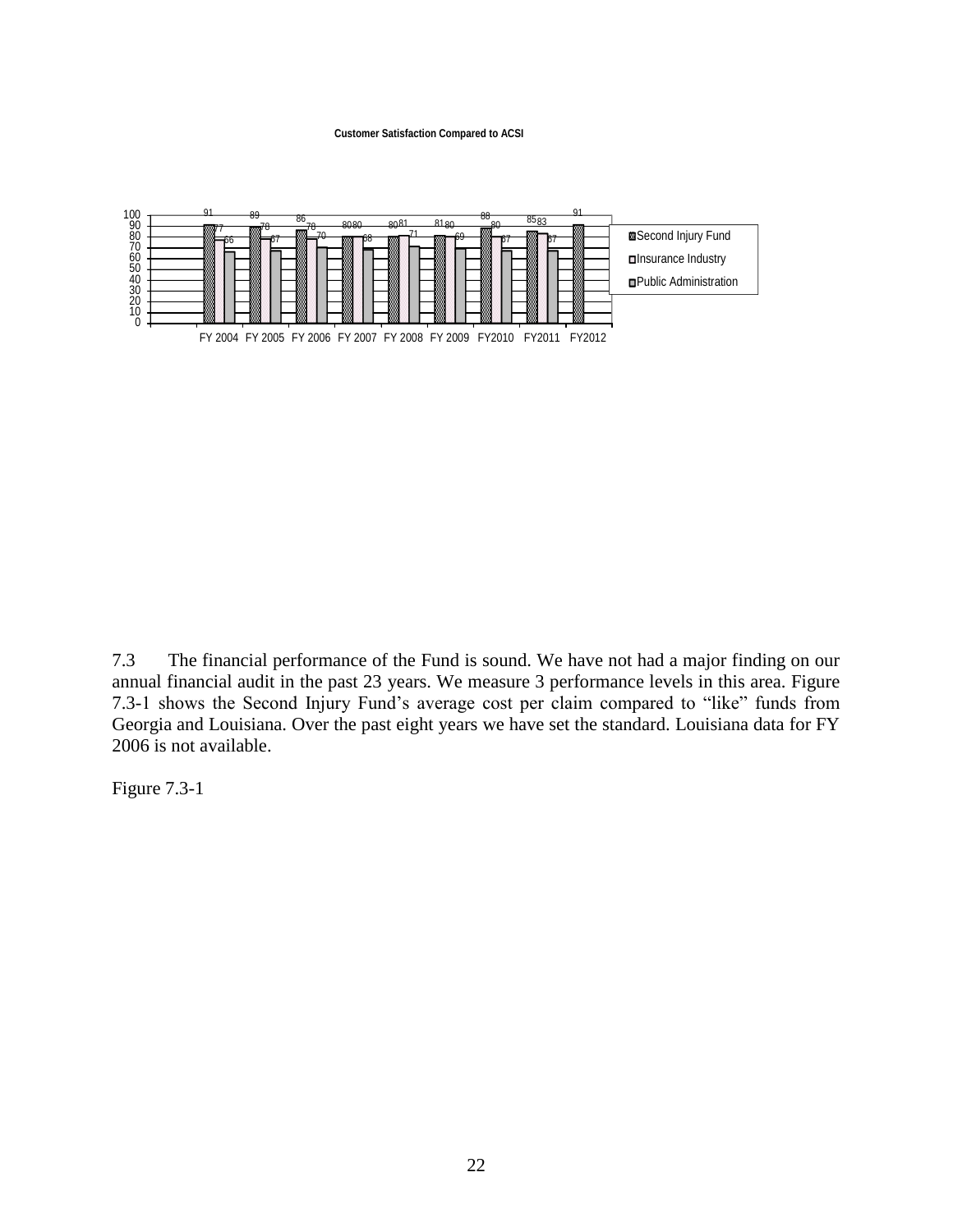**Customer Satisfaction Compared to ACSI**

| | FY 2004 | FY 2005 | FY 2006 | FY 2007 | FY 2008 | FY 2009 | FY2010 | FY2011 | FY2012 |
|---|---|---|---|---|---|---|---|---|---|
| Second Injury Fund | 91 | 89 | 86 | 80 | 80 | 81 | 88 | 85 | 91 |
| Insurance Industry | 77 | 78 | 78 | 80 | 81 | 80 | 80 | 83 | |
| Public Administration | 66 | 67 | 70 | 68 | 71 | 69 | 67 | 67 | |

7.3 The financial performance of the Fund is sound. We have not had a major finding on our annual financial audit in the past 23 years. We measure 3 performance levels in this area. Figure 7.3-1 shows the Second Injury Fund's average cost per claim compared to "like" funds from Georgia and Louisiana. Over the past eight years we have set the standard. Louisiana data for FY 2006 is not available.

Figure 7.3-1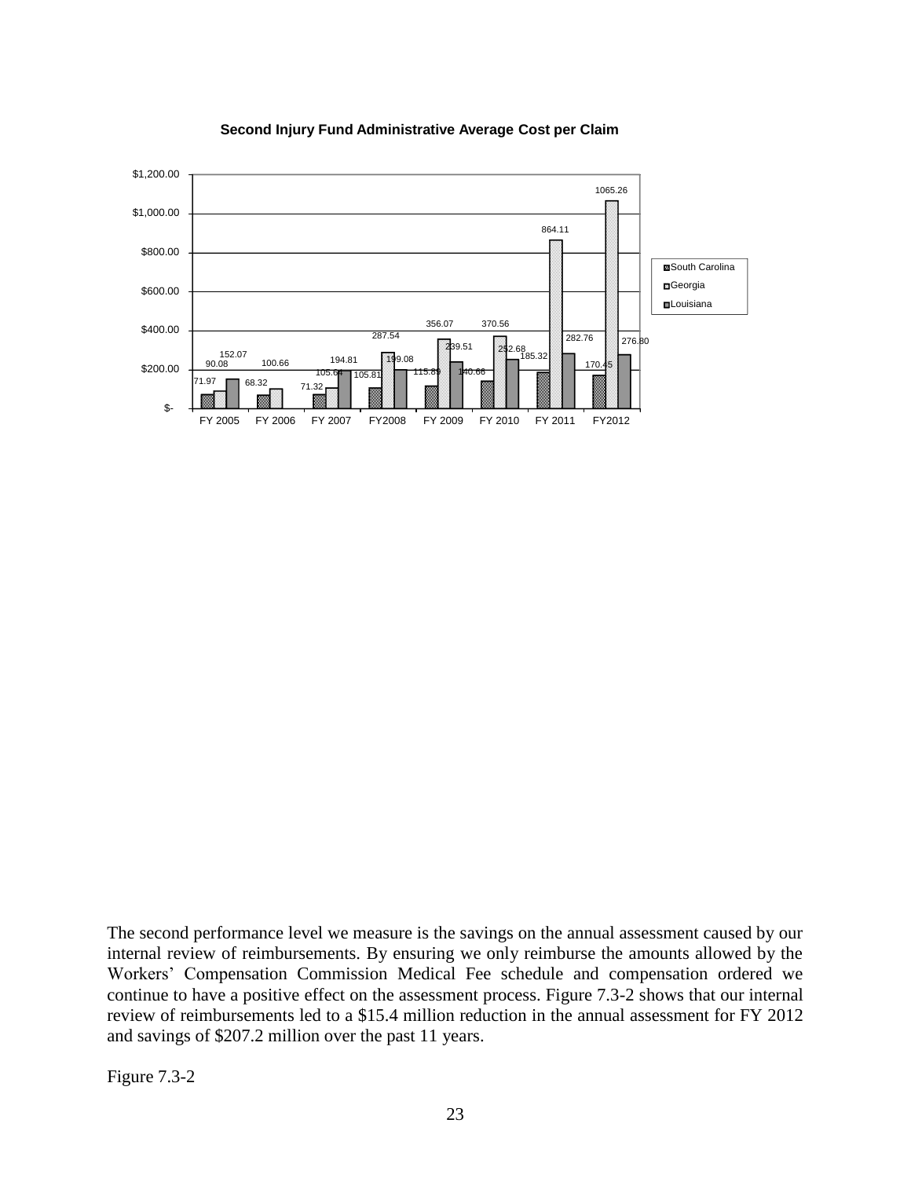**Second Injury Fund Administrative Average Cost per Claim**

| | South Carolina | Georgia | Louisiana |
|---|---|---|---|
| FY 2005 | 71.97 | 90.08 | 152.07 |
| FY 2006 | 68.32 | 100.66 | |
| FY 2007 | 71.32 | 105.64 | 194.81 |
| FY2008 | 105.81 | 287.54 | 199.08 |
| FY 2009 | 115.89 | 356.07 | 239.51 |
| FY 2010 | 140.66 | 370.56 | 252.68 |
| FY 2011 | 185.32 | 864.11 | 282.76 |
| FY2012 | 170.45 | 1065.26 | 276.80 |

The second performance level we measure is the savings on the annual assessment caused by our internal review of reimbursements. By ensuring we only reimburse the amounts allowed by the Workers' Compensation Commission Medical Fee schedule and compensation ordered we continue to have a positive effect on the assessment process. Figure 7.3-2 shows that our internal review of reimbursements led to a $15.4 million reduction in the annual assessment for FY 2012 and savings of $207.2 million over the past 11 years.

Figure 7.3-2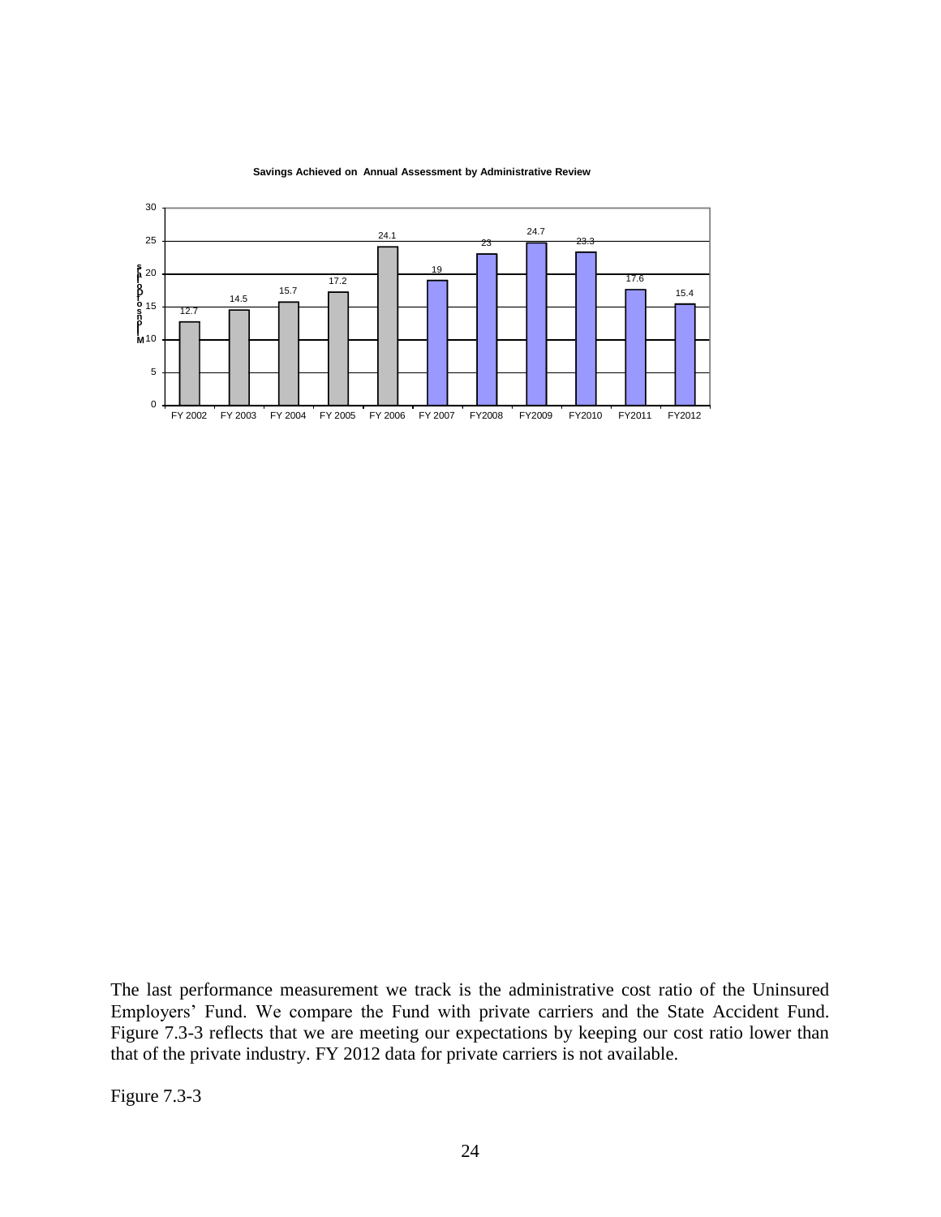**Savings Achieved on Annual Assessment by Administrative Review**

| Fiscal Year | Millions |
|---|---|
| FY 2002 | 12.7 |
| FY 2003 | 14.5 |
| FY 2004 | 15.7 |
| FY 2005 | 17.2 |
| FY 2006 | 24.1 |
| FY 2007 | 19 |
| FY2008 | 23 |
| FY2009 | 24.7 |
| FY2010 | 23.3 |
| FY2011 | 17.6 |
| FY2012 | 15.4 |

The last performance measurement we track is the administrative cost ratio of the Uninsured Employers' Fund. We compare the Fund with private carriers and the State Accident Fund. Figure 7.3-3 reflects that we are meeting our expectations by keeping our cost ratio lower than that of the private industry. FY 2012 data for private carriers is not available.

Figure 7.3-3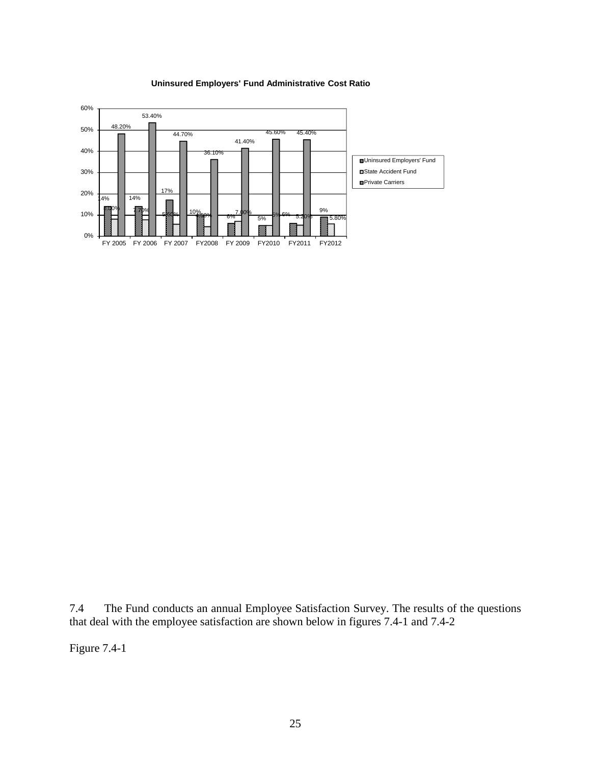**Uninsured Employers' Fund Administrative Cost Ratio**

7.4 The Fund conducts an annual Employee Satisfaction Survey. The results of the questions that deal with the employee satisfaction are shown below in figures 7.4-1 and 7.4-2

Figure 7.4-1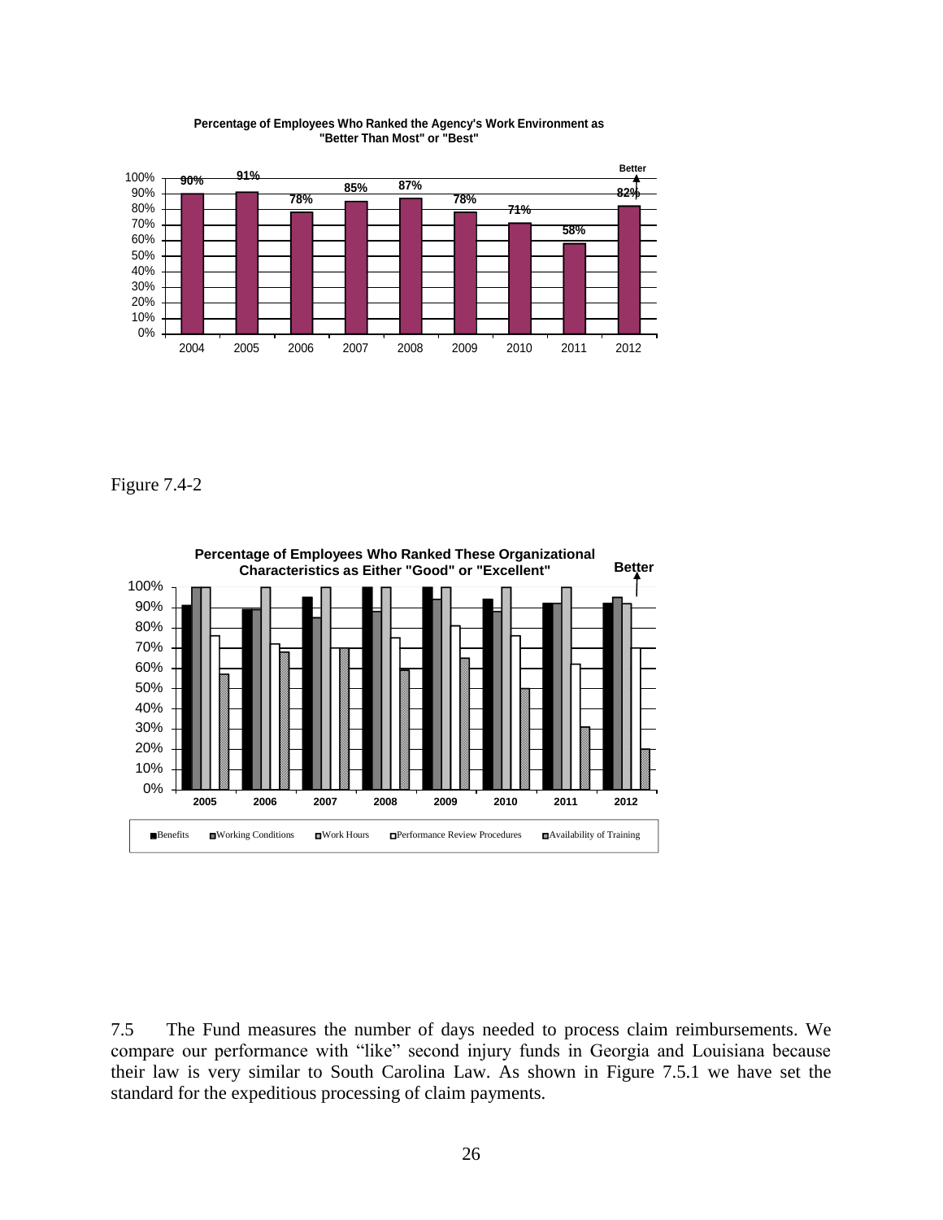**Percentage of Employees Who Ranked the Agency's Work Environment as "Better Than Most" or "Best"**

| Year | Percentage |
|---|---|
| 2004 | 90% |
| 2005 | 91% |
| 2006 | 78% |
| 2007 | 85% |
| 2008 | 87% |
| 2009 | 78% |
| 2010 | 71% |
| 2011 | 58% |
| 2012 | 82% |

Better ↑

Figure 7.4-2

**Percentage of Employees Who Ranked These Organizational Characteristics as Either "Good" or "Excellent"**

Better ↑

Years: 2005, 2006, 2007, 2008, 2009, 2010, 2011, 2012

Legend: Benefits, Working Conditions, Work Hours, Performance Review Procedures, Availability of Training

7.5 The Fund measures the number of days needed to process claim reimbursements. We compare our performance with "like" second injury funds in Georgia and Louisiana because their law is very similar to South Carolina Law. As shown in Figure 7.5.1 we have set the standard for the expeditious processing of claim payments.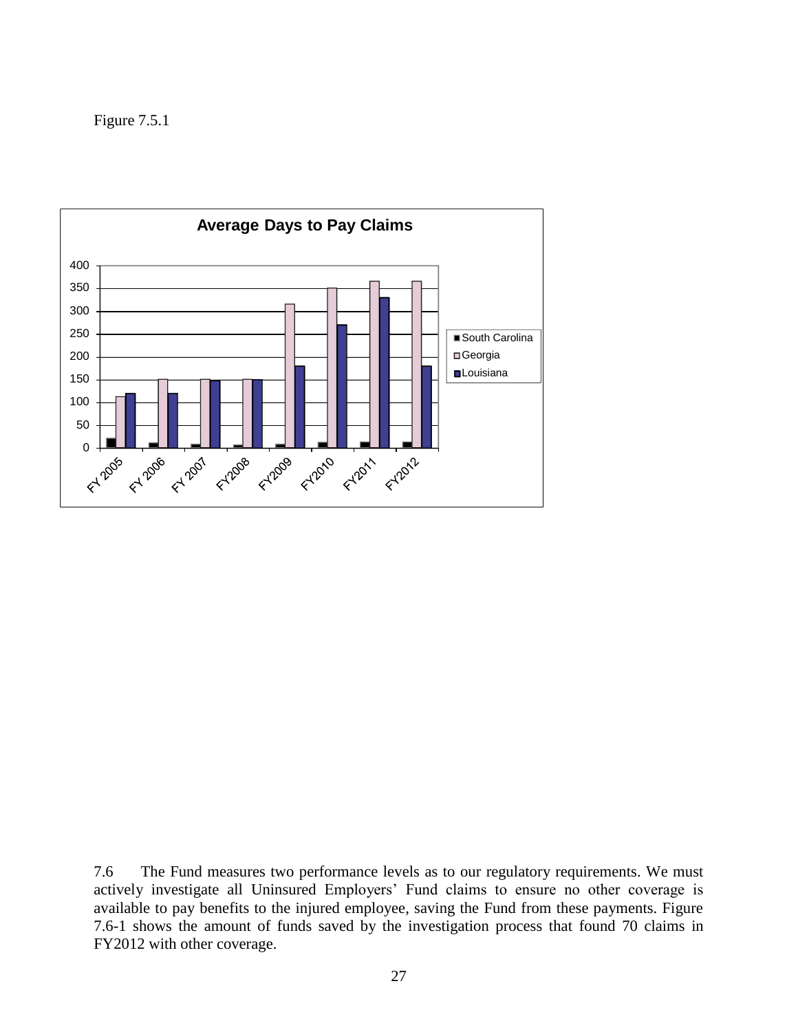Figure 7.5.1

7.6 The Fund measures two performance levels as to our regulatory requirements. We must actively investigate all Uninsured Employers' Fund claims to ensure no other coverage is available to pay benefits to the injured employee, saving the Fund from these payments. Figure 7.6-1 shows the amount of funds saved by the investigation process that found 70 claims in FY2012 with other coverage.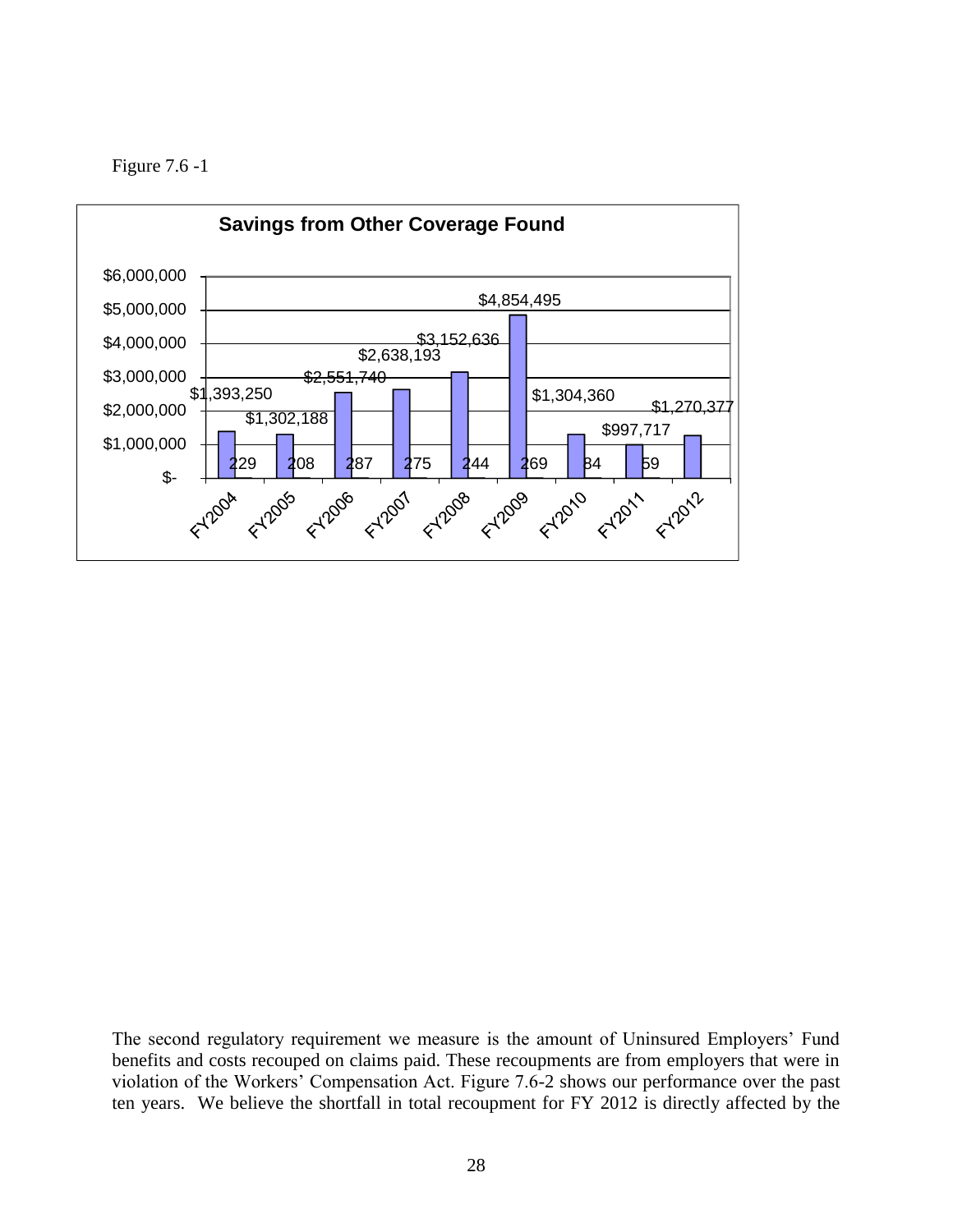Figure 7.6 -1

**Savings from Other Coverage Found**

| Fiscal Year | Savings | Count |
|---|---|---|
| FY2004 | $1,393,250 | 229 |
| FY2005 | $1,302,188 | 208 |
| FY2006 | $2,551,740 | 287 |
| FY2007 | $2,638,193 | 275 |
| FY2008 | $3,152,636 | 244 |
| FY2009 | $4,854,495 | 269 |
| FY2010 | $1,304,360 | 84 |
| FY2011 | $997,717 | 59 |
| FY2012 | $1,270,377 | |

The second regulatory requirement we measure is the amount of Uninsured Employers' Fund benefits and costs recouped on claims paid. These recoupments are from employers that were in violation of the Workers' Compensation Act. Figure 7.6-2 shows our performance over the past ten years. We believe the shortfall in total recoupment for FY 2012 is directly affected by the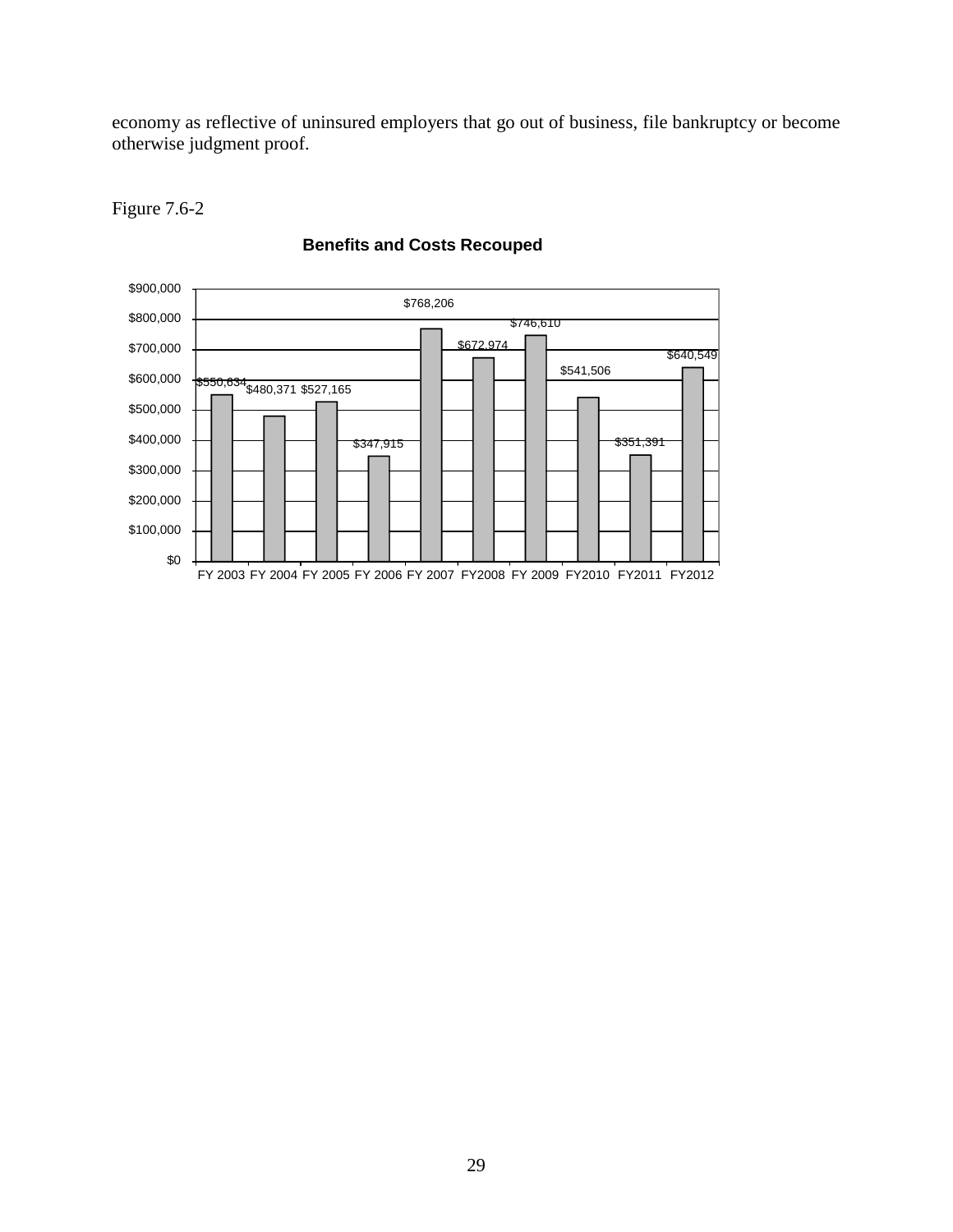economy as reflective of uninsured employers that go out of business, file bankruptcy or become otherwise judgment proof.

Figure 7.6-2

**Benefits and Costs Recouped**

$900,000
$800,000
$700,000
$600,000
$500,000
$400,000
$300,000
$200,000
$100,000
$0

$550,634
$480,371
$527,165
$347,915
$768,206
$672,974
$746,610
$541,506
$351,391
$640,549

FY 2003 FY 2004 FY 2005 FY 2006 FY 2007 FY2008 FY 2009 FY2010 FY2011 FY2012